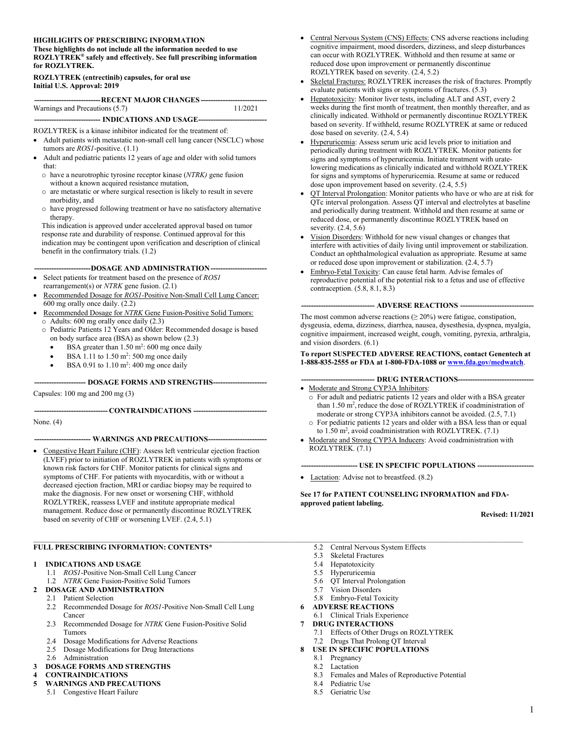**HIGHLIGHTS OF PRESCRIBING INFORMATION**
**These highlights do not include all the information needed to use ROZLYTREK® safely and effectively. See full prescribing information for ROZLYTREK.**

**ROZLYTREK (entrectinib) capsules, for oral use**
**Initial U.S. Approval: 2019**

**RECENT MAJOR CHANGES**

Warnings and Precautions (5.7) 11/2021

**INDICATIONS AND USAGE**

ROZLYTREK is a kinase inhibitor indicated for the treatment of:

- Adult patients with metastatic non-small cell lung cancer (NSCLC) whose tumors are *ROS1*-positive. (1.1)
- Adult and pediatric patients 12 years of age and older with solid tumors that:
  - have a neurotrophic tyrosine receptor kinase (*NTRK)* gene fusion without a known acquired resistance mutation,
  - are metastatic or where surgical resection is likely to result in severe morbidity, and
  - have progressed following treatment or have no satisfactory alternative therapy.

  This indication is approved under accelerated approval based on tumor response rate and durability of response. Continued approval for this indication may be contingent upon verification and description of clinical benefit in the confirmatory trials. (1.2)

**DOSAGE AND ADMINISTRATION**

- Select patients for treatment based on the presence of *ROS1* rearrangement(s) or *NTRK* gene fusion. (2.1)
- Recommended Dosage for *ROS1*-Positive Non-Small Cell Lung Cancer: 600 mg orally once daily. (2.2)
- Recommended Dosage for *NTRK* Gene Fusion-Positive Solid Tumors:
  - Adults: 600 mg orally once daily (2.3)
  - Pediatric Patients 12 Years and Older: Recommended dosage is based on body surface area (BSA) as shown below (2.3)
    - BSA greater than 1.50 $m^2$: 600 mg once daily
    - BSA 1.11 to 1.50 $m^2$: 500 mg once daily
    - BSA 0.91 to 1.10 $m^2$: 400 mg once daily

**DOSAGE FORMS AND STRENGTHS**

Capsules: 100 mg and 200 mg (3)

**CONTRAINDICATIONS**

None. (4)

**WARNINGS AND PRECAUTIONS**

- Congestive Heart Failure (CHF): Assess left ventricular ejection fraction (LVEF) prior to initiation of ROZLYTREK in patients with symptoms or known risk factors for CHF. Monitor patients for clinical signs and symptoms of CHF. For patients with myocarditis, with or without a decreased ejection fraction, MRI or cardiac biopsy may be required to make the diagnosis. For new onset or worsening CHF, withhold ROZLYTREK, reassess LVEF and institute appropriate medical management. Reduce dose or permanently discontinue ROZLYTREK based on severity of CHF or worsening LVEF. (2.4, 5.1)
- Central Nervous System (CNS) Effects: CNS adverse reactions including cognitive impairment, mood disorders, dizziness, and sleep disturbances can occur with ROZLYTREK. Withhold and then resume at same or reduced dose upon improvement or permanently discontinue ROZLYTREK based on severity. (2.4, 5.2)
- Skeletal Fractures: ROZLYTREK increases the risk of fractures. Promptly evaluate patients with signs or symptoms of fractures. (5.3)
- Hepatotoxicity: Monitor liver tests, including ALT and AST, every 2 weeks during the first month of treatment, then monthly thereafter, and as clinically indicated. Withhold or permanently discontinue ROZLYTREK based on severity. If withheld, resume ROZLYTREK at same or reduced dose based on severity. (2.4, 5.4)
- Hyperuricemia: Assess serum uric acid levels prior to initiation and periodically during treatment with ROZLYTREK. Monitor patients for signs and symptoms of hyperuricemia. Initiate treatment with urate-lowering medications as clinically indicated and withhold ROZLYTREK for signs and symptoms of hyperuricemia. Resume at same or reduced dose upon improvement based on severity. (2.4, 5.5)
- QT Interval Prolongation: Monitor patients who have or who are at risk for QTc interval prolongation. Assess QT interval and electrolytes at baseline and periodically during treatment. Withhold and then resume at same or reduced dose, or permanently discontinue ROZLYTREK based on severity. (2.4, 5.6)
- Vision Disorders: Withhold for new visual changes or changes that interfere with activities of daily living until improvement or stabilization. Conduct an ophthalmological evaluation as appropriate. Resume at same or reduced dose upon improvement or stabilization. (2.4, 5.7)
- Embryo-Fetal Toxicity: Can cause fetal harm. Advise females of reproductive potential of the potential risk to a fetus and use of effective contraception. (5.8, 8.1, 8.3)

**ADVERSE REACTIONS**

The most common adverse reactions (≥ 20%) were fatigue, constipation, dysgeusia, edema, dizziness, diarrhea, nausea, dysesthesia, dyspnea, myalgia, cognitive impairment, increased weight, cough, vomiting, pyrexia, arthralgia, and vision disorders. (6.1)

**To report SUSPECTED ADVERSE REACTIONS, contact Genentech at 1-888-835-2555 or FDA at 1-800-FDA-1088 or www.fda.gov/medwatch.**

**DRUG INTERACTIONS**

- Moderate and Strong CYP3A Inhibitors:
  - For adult and pediatric patients 12 years and older with a BSA greater than 1.50 $m^2$, reduce the dose of ROZLYTREK if coadministration of moderate or strong CYP3A inhibitors cannot be avoided. (2.5, 7.1)
  - For pediatric patients 12 years and older with a BSA less than or equal to 1.50 $m^2$, avoid coadministration with ROZLYTREK. (7.1)
- Moderate and Strong CYP3A Inducers: Avoid coadministration with ROZLYTREK. (7.1)

**USE IN SPECIFIC POPULATIONS**

- Lactation: Advise not to breastfeed. (8.2)

**See 17 for PATIENT COUNSELING INFORMATION and FDA-approved patient labeling.**

**Revised: 11/2021**

**FULL PRESCRIBING INFORMATION: CONTENTS***

**1 INDICATIONS AND USAGE**
- 1.1 *ROS1*-Positive Non-Small Cell Lung Cancer
- 1.2 *NTRK* Gene Fusion-Positive Solid Tumors

**2 DOSAGE AND ADMINISTRATION**
- 2.1 Patient Selection
- 2.2 Recommended Dosage for *ROS1*-Positive Non-Small Cell Lung Cancer
- 2.3 Recommended Dosage for *NTRK* Gene Fusion-Positive Solid Tumors
- 2.4 Dosage Modifications for Adverse Reactions
- 2.5 Dosage Modifications for Drug Interactions
- 2.6 Administration

**3 DOSAGE FORMS AND STRENGTHS**

**4 CONTRAINDICATIONS**

**5 WARNINGS AND PRECAUTIONS**
- 5.1 Congestive Heart Failure
- 5.2 Central Nervous System Effects
- 5.3 Skeletal Fractures
- 5.4 Hepatotoxicity
- 5.5 Hyperuricemia
- 5.6 QT Interval Prolongation
- 5.7 Vision Disorders
- 5.8 Embryo-Fetal Toxicity

**6 ADVERSE REACTIONS**
- 6.1 Clinical Trials Experience

**7 DRUG INTERACTIONS**
- 7.1 Effects of Other Drugs on ROZLYTREK
- 7.2 Drugs That Prolong QT Interval

**8 USE IN SPECIFIC POPULATIONS**
- 8.1 Pregnancy
- 8.2 Lactation
- 8.3 Females and Males of Reproductive Potential
- 8.4 Pediatric Use
- 8.5 Geriatric Use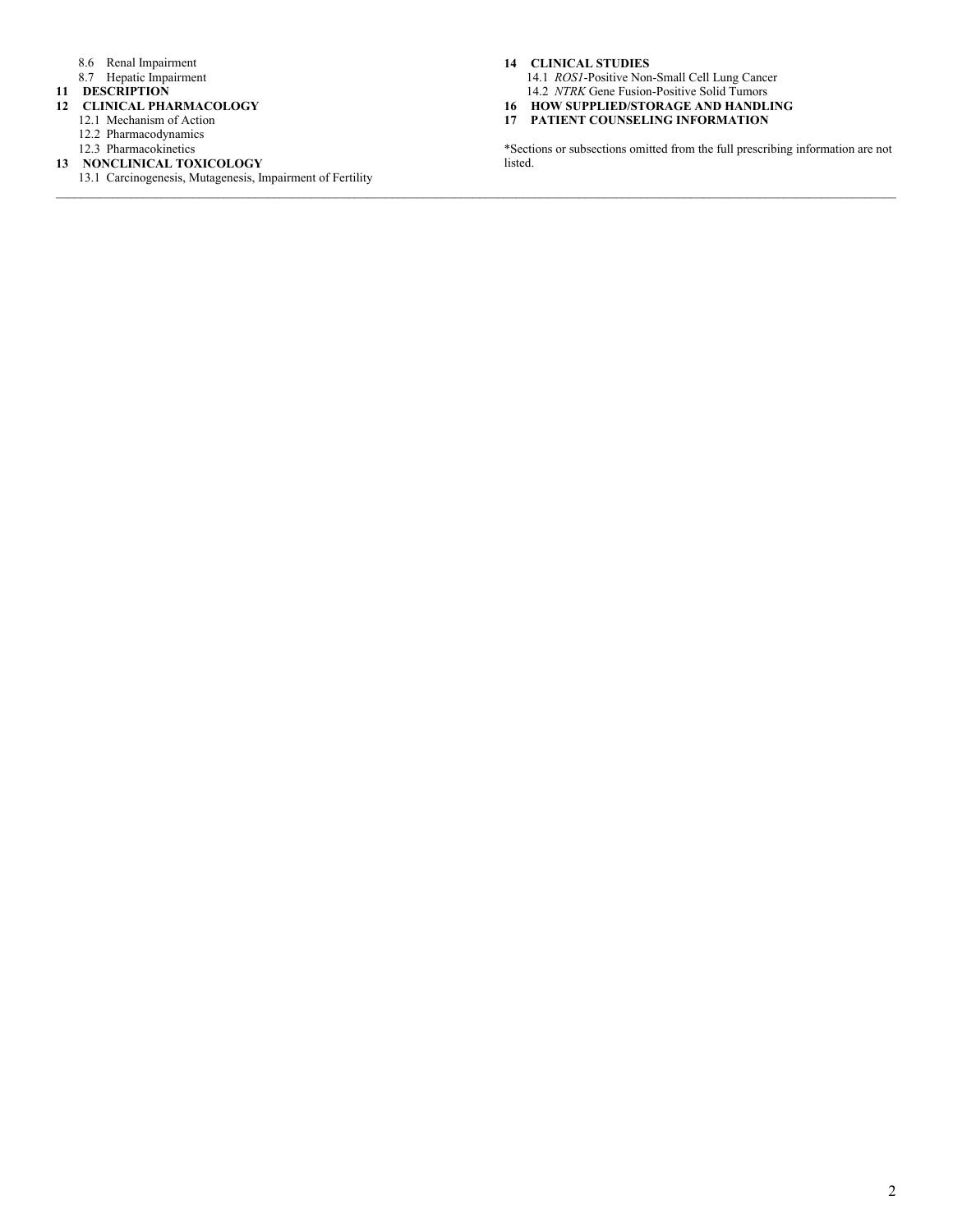8.6 Renal Impairment
8.7 Hepatic Impairment

**11 DESCRIPTION**

**12 CLINICAL PHARMACOLOGY**
12.1 Mechanism of Action
12.2 Pharmacodynamics
12.3 Pharmacokinetics

**13 NONCLINICAL TOXICOLOGY**
13.1 Carcinogenesis, Mutagenesis, Impairment of Fertility

**14 CLINICAL STUDIES**
14.1 *ROS1*-Positive Non-Small Cell Lung Cancer
14.2 *NTRK* Gene Fusion-Positive Solid Tumors

**16 HOW SUPPLIED/STORAGE AND HANDLING**

**17 PATIENT COUNSELING INFORMATION**

*Sections or subsections omitted from the full prescribing information are not listed.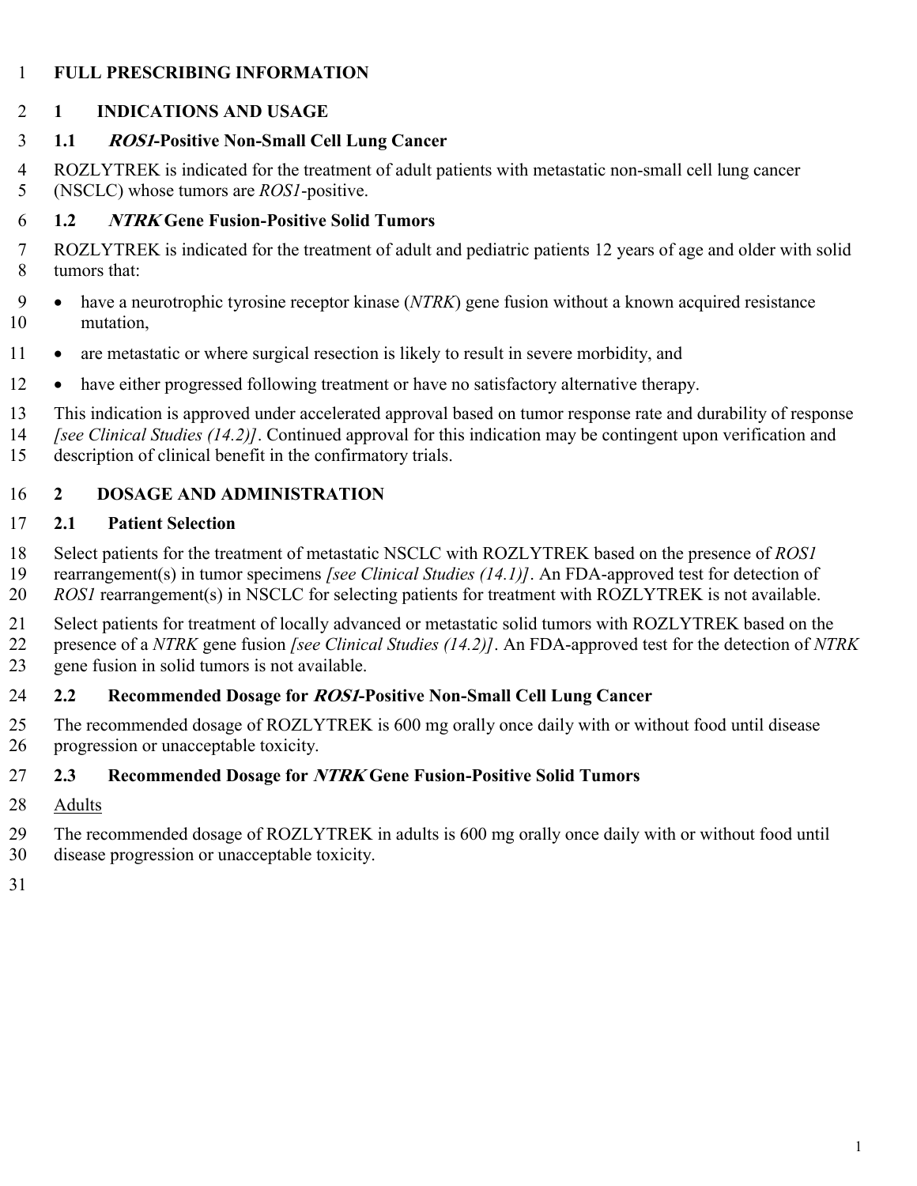# FULL PRESCRIBING INFORMATION

## 1 INDICATIONS AND USAGE

### 1.1 *ROS1*-Positive Non-Small Cell Lung Cancer

ROZLYTREK is indicated for the treatment of adult patients with metastatic non-small cell lung cancer (NSCLC) whose tumors are *ROS1*-positive.

### 1.2 *NTRK* Gene Fusion-Positive Solid Tumors

ROZLYTREK is indicated for the treatment of adult and pediatric patients 12 years of age and older with solid tumors that:

- have a neurotrophic tyrosine receptor kinase (*NTRK*) gene fusion without a known acquired resistance mutation,
- are metastatic or where surgical resection is likely to result in severe morbidity, and
- have either progressed following treatment or have no satisfactory alternative therapy.

This indication is approved under accelerated approval based on tumor response rate and durability of response *[see Clinical Studies (14.2)]*. Continued approval for this indication may be contingent upon verification and description of clinical benefit in the confirmatory trials.

## 2 DOSAGE AND ADMINISTRATION

### 2.1 Patient Selection

Select patients for the treatment of metastatic NSCLC with ROZLYTREK based on the presence of *ROS1* rearrangement(s) in tumor specimens *[see Clinical Studies (14.1)]*. An FDA-approved test for detection of *ROS1* rearrangement(s) in NSCLC for selecting patients for treatment with ROZLYTREK is not available.

Select patients for treatment of locally advanced or metastatic solid tumors with ROZLYTREK based on the presence of a *NTRK* gene fusion *[see Clinical Studies (14.2)]*. An FDA-approved test for the detection of *NTRK* gene fusion in solid tumors is not available.

### 2.2 Recommended Dosage for *ROS1*-Positive Non-Small Cell Lung Cancer

The recommended dosage of ROZLYTREK is 600 mg orally once daily with or without food until disease progression or unacceptable toxicity.

### 2.3 Recommended Dosage for *NTRK* Gene Fusion-Positive Solid Tumors

<u>Adults</u>

The recommended dosage of ROZLYTREK in adults is 600 mg orally once daily with or without food until disease progression or unacceptable toxicity.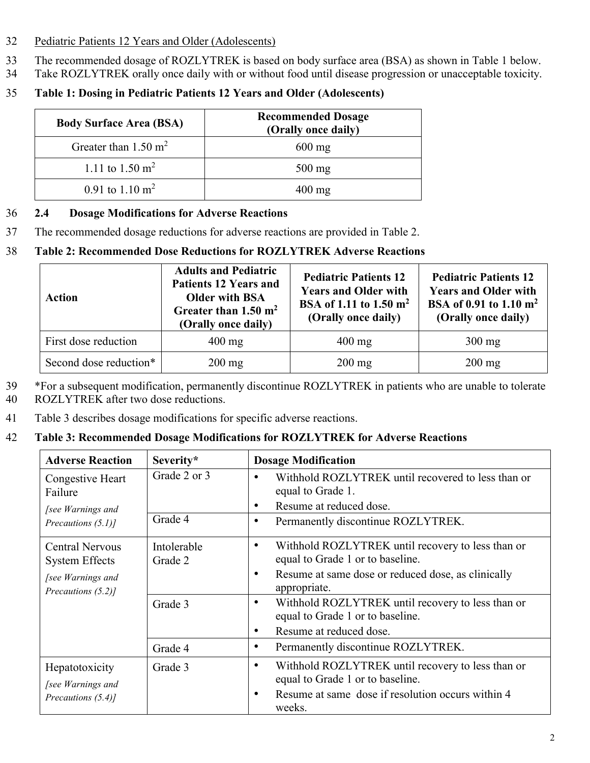Pediatric Patients 12 Years and Older (Adolescents)

The recommended dosage of ROZLYTREK is based on body surface area (BSA) as shown in Table 1 below. Take ROZLYTREK orally once daily with or without food until disease progression or unacceptable toxicity.

**Table 1: Dosing in Pediatric Patients 12 Years and Older (Adolescents)**

| Body Surface Area (BSA) | Recommended Dosage (Orally once daily) |
|---|---|
| Greater than 1.50 $m^2$ | 600 mg |
| 1.11 to 1.50 $m^2$ | 500 mg |
| 0.91 to 1.10 $m^2$ | 400 mg |

### 2.4 Dosage Modifications for Adverse Reactions

The recommended dosage reductions for adverse reactions are provided in Table 2.

**Table 2: Recommended Dose Reductions for ROZLYTREK Adverse Reactions**

| Action | Adults and Pediatric Patients 12 Years and Older with BSA Greater than 1.50 $m^2$ (Orally once daily) | Pediatric Patients 12 Years and Older with BSA of 1.11 to 1.50 $m^2$ (Orally once daily) | Pediatric Patients 12 Years and Older with BSA of 0.91 to 1.10 $m^2$ (Orally once daily) |
|---|---|---|---|
| First dose reduction | 400 mg | 400 mg | 300 mg |
| Second dose reduction* | 200 mg | 200 mg | 200 mg |

*For a subsequent modification, permanently discontinue ROZLYTREK in patients who are unable to tolerate ROZLYTREK after two dose reductions.

Table 3 describes dosage modifications for specific adverse reactions.

**Table 3: Recommended Dosage Modifications for ROZLYTREK for Adverse Reactions**

| Adverse Reaction | Severity* | Dosage Modification |
|---|---|---|
| Congestive Heart Failure *[see Warnings and Precautions (5.1)]* | Grade 2 or 3 | • Withhold ROZLYTREK until recovered to less than or equal to Grade 1. • Resume at reduced dose. |
| | Grade 4 | • Permanently discontinue ROZLYTREK. |
| Central Nervous System Effects *[see Warnings and Precautions (5.2)]* | Intolerable Grade 2 | • Withhold ROZLYTREK until recovery to less than or equal to Grade 1 or to baseline. • Resume at same dose or reduced dose, as clinically appropriate. |
| | Grade 3 | • Withhold ROZLYTREK until recovery to less than or equal to Grade 1 or to baseline. • Resume at reduced dose. |
| | Grade 4 | • Permanently discontinue ROZLYTREK. |
| Hepatotoxicity *[see Warnings and Precautions (5.4)]* | Grade 3 | • Withhold ROZLYTREK until recovery to less than or equal to Grade 1 or to baseline. • Resume at same dose if resolution occurs within 4 weeks. |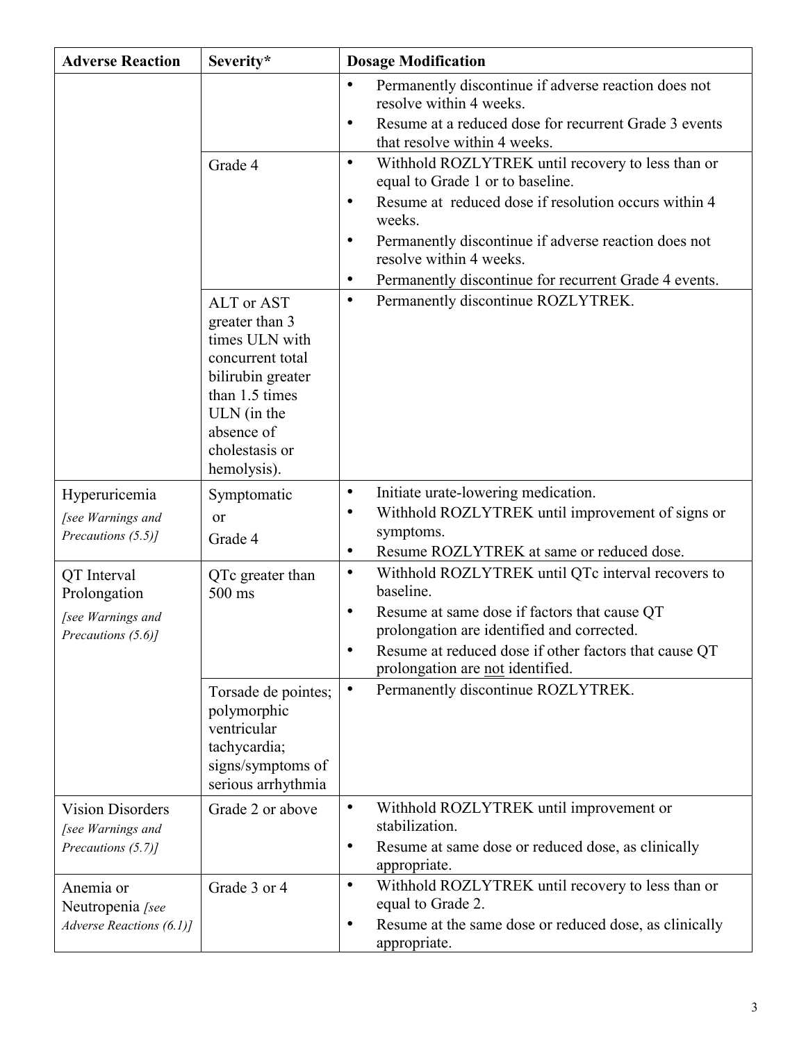| Adverse Reaction | Severity* | Dosage Modification |
|---|---|---|
| | | • Permanently discontinue if adverse reaction does not resolve within 4 weeks.<br>• Resume at a reduced dose for recurrent Grade 3 events that resolve within 4 weeks. |
| | Grade 4 | • Withhold ROZLYTREK until recovery to less than or equal to Grade 1 or to baseline.<br>• Resume at reduced dose if resolution occurs within 4 weeks.<br>• Permanently discontinue if adverse reaction does not resolve within 4 weeks.<br>• Permanently discontinue for recurrent Grade 4 events. |
| | ALT or AST greater than 3 times ULN with concurrent total bilirubin greater than 1.5 times ULN (in the absence of cholestasis or hemolysis). | • Permanently discontinue ROZLYTREK. |
| Hyperuricemia *[see Warnings and Precautions (5.5)]* | Symptomatic or Grade 4 | • Initiate urate-lowering medication.<br>• Withhold ROZLYTREK until improvement of signs or symptoms.<br>• Resume ROZLYTREK at same or reduced dose. |
| QT Interval Prolongation *[see Warnings and Precautions (5.6)]* | QTc greater than 500 ms | • Withhold ROZLYTREK until QTc interval recovers to baseline.<br>• Resume at same dose if factors that cause QT prolongation are identified and corrected.<br>• Resume at reduced dose if other factors that cause QT prolongation are <u>not</u> identified. |
| | Torsade de pointes; polymorphic ventricular tachycardia; signs/symptoms of serious arrhythmia | • Permanently discontinue ROZLYTREK. |
| Vision Disorders *[see Warnings and Precautions (5.7)]* | Grade 2 or above | • Withhold ROZLYTREK until improvement or stabilization.<br>• Resume at same dose or reduced dose, as clinically appropriate. |
| Anemia or Neutropenia *[see Adverse Reactions (6.1)]* | Grade 3 or 4 | • Withhold ROZLYTREK until recovery to less than or equal to Grade 2.<br>• Resume at the same dose or reduced dose, as clinically appropriate. |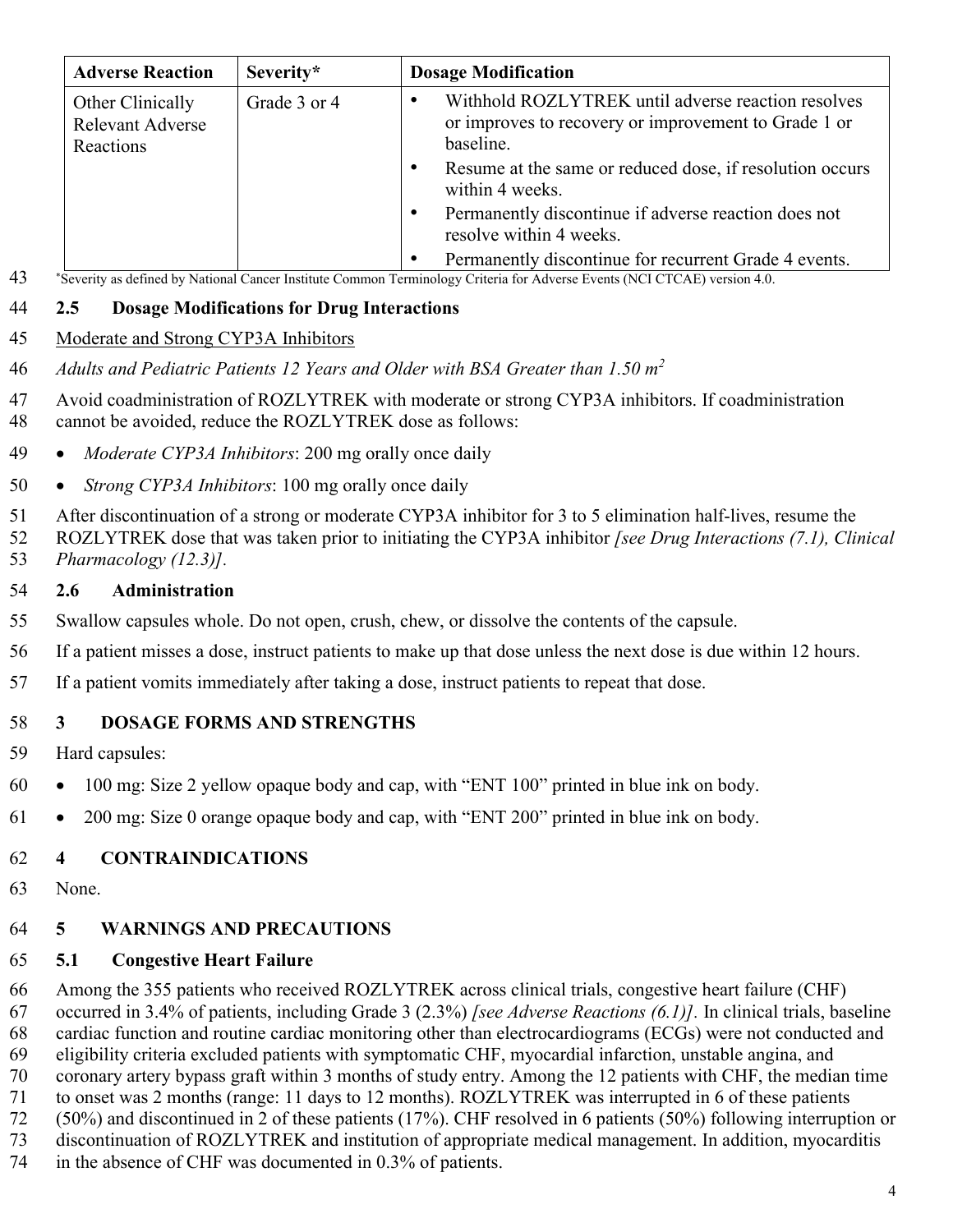| Adverse Reaction | Severity* | Dosage Modification |
|---|---|---|
| Other Clinically Relevant Adverse Reactions | Grade 3 or 4 | • Withhold ROZLYTREK until adverse reaction resolves or improves to recovery or improvement to Grade 1 or baseline.<br>• Resume at the same or reduced dose, if resolution occurs within 4 weeks.<br>• Permanently discontinue if adverse reaction does not resolve within 4 weeks.<br>• Permanently discontinue for recurrent Grade 4 events. |

*Severity as defined by National Cancer Institute Common Terminology Criteria for Adverse Events (NCI CTCAE) version 4.0.

### 2.5 Dosage Modifications for Drug Interactions

Moderate and Strong CYP3A Inhibitors

*Adults and Pediatric Patients 12 Years and Older with BSA Greater than 1.50 m$^2$*

Avoid coadministration of ROZLYTREK with moderate or strong CYP3A inhibitors. If coadministration cannot be avoided, reduce the ROZLYTREK dose as follows:

- *Moderate CYP3A Inhibitors*: 200 mg orally once daily
- *Strong CYP3A Inhibitors*: 100 mg orally once daily

After discontinuation of a strong or moderate CYP3A inhibitor for 3 to 5 elimination half-lives, resume the ROZLYTREK dose that was taken prior to initiating the CYP3A inhibitor *[see Drug Interactions (7.1), Clinical Pharmacology (12.3)]*.

### 2.6 Administration

Swallow capsules whole. Do not open, crush, chew, or dissolve the contents of the capsule.

If a patient misses a dose, instruct patients to make up that dose unless the next dose is due within 12 hours.

If a patient vomits immediately after taking a dose, instruct patients to repeat that dose.

## 3 DOSAGE FORMS AND STRENGTHS

Hard capsules:

- 100 mg: Size 2 yellow opaque body and cap, with "ENT 100" printed in blue ink on body.
- 200 mg: Size 0 orange opaque body and cap, with "ENT 200" printed in blue ink on body.

## 4 CONTRAINDICATIONS

None.

## 5 WARNINGS AND PRECAUTIONS

### 5.1 Congestive Heart Failure

Among the 355 patients who received ROZLYTREK across clinical trials, congestive heart failure (CHF) occurred in 3.4% of patients, including Grade 3 (2.3%) *[see Adverse Reactions (6.1)]*. In clinical trials, baseline cardiac function and routine cardiac monitoring other than electrocardiograms (ECGs) were not conducted and eligibility criteria excluded patients with symptomatic CHF, myocardial infarction, unstable angina, and coronary artery bypass graft within 3 months of study entry. Among the 12 patients with CHF, the median time to onset was 2 months (range: 11 days to 12 months). ROZLYTREK was interrupted in 6 of these patients (50%) and discontinued in 2 of these patients (17%). CHF resolved in 6 patients (50%) following interruption or discontinuation of ROZLYTREK and institution of appropriate medical management. In addition, myocarditis in the absence of CHF was documented in 0.3% of patients.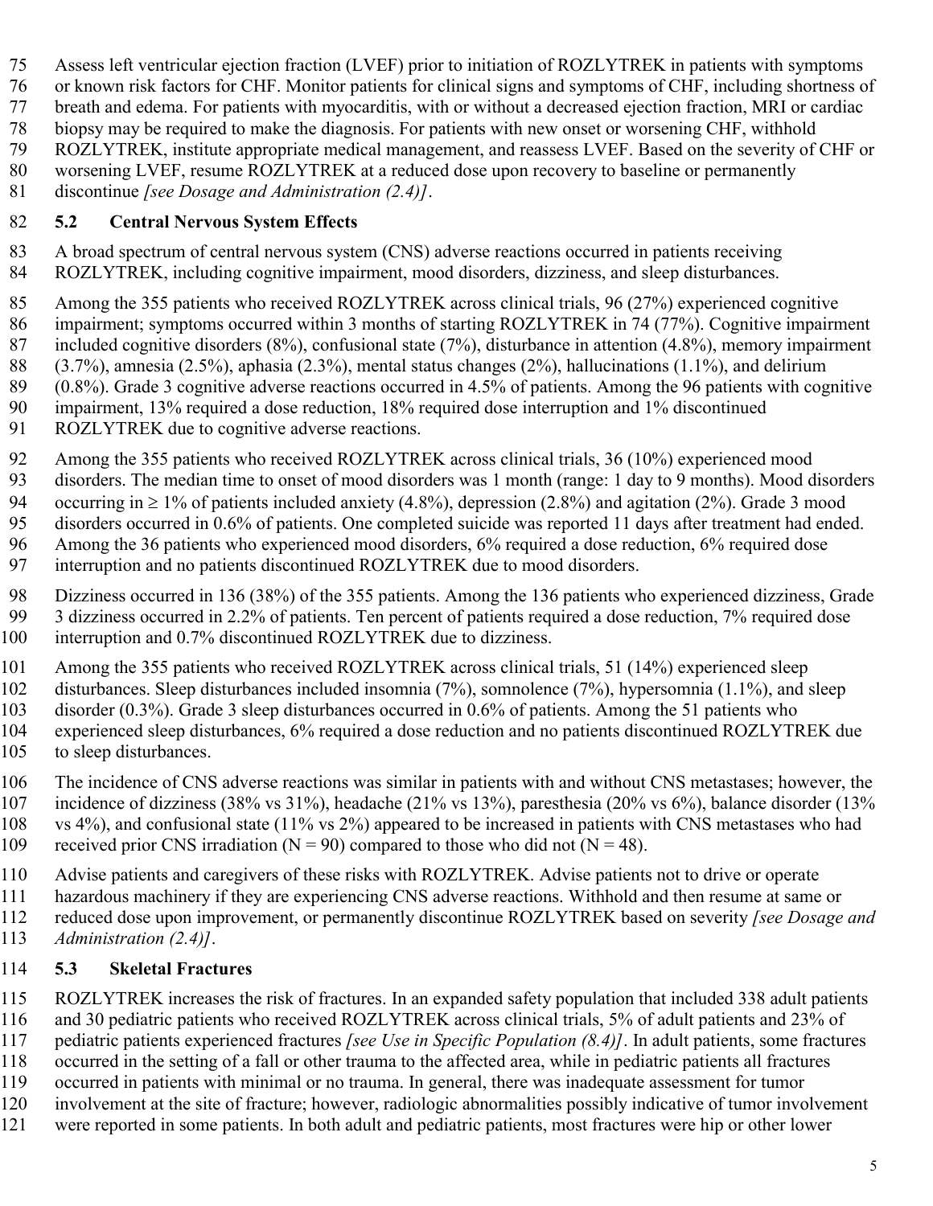Assess left ventricular ejection fraction (LVEF) prior to initiation of ROZLYTREK in patients with symptoms or known risk factors for CHF. Monitor patients for clinical signs and symptoms of CHF, including shortness of breath and edema. For patients with myocarditis, with or without a decreased ejection fraction, MRI or cardiac biopsy may be required to make the diagnosis. For patients with new onset or worsening CHF, withhold ROZLYTREK, institute appropriate medical management, and reassess LVEF. Based on the severity of CHF or worsening LVEF, resume ROZLYTREK at a reduced dose upon recovery to baseline or permanently discontinue *[see Dosage and Administration (2.4)]*.

### 5.2 Central Nervous System Effects

A broad spectrum of central nervous system (CNS) adverse reactions occurred in patients receiving ROZLYTREK, including cognitive impairment, mood disorders, dizziness, and sleep disturbances.

Among the 355 patients who received ROZLYTREK across clinical trials, 96 (27%) experienced cognitive impairment; symptoms occurred within 3 months of starting ROZLYTREK in 74 (77%). Cognitive impairment included cognitive disorders (8%), confusional state (7%), disturbance in attention (4.8%), memory impairment (3.7%), amnesia (2.5%), aphasia (2.3%), mental status changes (2%), hallucinations (1.1%), and delirium (0.8%). Grade 3 cognitive adverse reactions occurred in 4.5% of patients. Among the 96 patients with cognitive impairment, 13% required a dose reduction, 18% required dose interruption and 1% discontinued ROZLYTREK due to cognitive adverse reactions.

Among the 355 patients who received ROZLYTREK across clinical trials, 36 (10%) experienced mood disorders. The median time to onset of mood disorders was 1 month (range: 1 day to 9 months). Mood disorders occurring in ≥ 1% of patients included anxiety (4.8%), depression (2.8%) and agitation (2%). Grade 3 mood disorders occurred in 0.6% of patients. One completed suicide was reported 11 days after treatment had ended. Among the 36 patients who experienced mood disorders, 6% required a dose reduction, 6% required dose interruption and no patients discontinued ROZLYTREK due to mood disorders.

Dizziness occurred in 136 (38%) of the 355 patients. Among the 136 patients who experienced dizziness, Grade 3 dizziness occurred in 2.2% of patients. Ten percent of patients required a dose reduction, 7% required dose interruption and 0.7% discontinued ROZLYTREK due to dizziness.

Among the 355 patients who received ROZLYTREK across clinical trials, 51 (14%) experienced sleep disturbances. Sleep disturbances included insomnia (7%), somnolence (7%), hypersomnia (1.1%), and sleep disorder (0.3%). Grade 3 sleep disturbances occurred in 0.6% of patients. Among the 51 patients who experienced sleep disturbances, 6% required a dose reduction and no patients discontinued ROZLYTREK due to sleep disturbances.

The incidence of CNS adverse reactions was similar in patients with and without CNS metastases; however, the incidence of dizziness (38% vs 31%), headache (21% vs 13%), paresthesia (20% vs 6%), balance disorder (13% vs 4%), and confusional state (11% vs 2%) appeared to be increased in patients with CNS metastases who had received prior CNS irradiation (N = 90) compared to those who did not (N = 48).

Advise patients and caregivers of these risks with ROZLYTREK. Advise patients not to drive or operate hazardous machinery if they are experiencing CNS adverse reactions. Withhold and then resume at same or reduced dose upon improvement, or permanently discontinue ROZLYTREK based on severity *[see Dosage and Administration (2.4)]*.

### 5.3 Skeletal Fractures

ROZLYTREK increases the risk of fractures. In an expanded safety population that included 338 adult patients and 30 pediatric patients who received ROZLYTREK across clinical trials, 5% of adult patients and 23% of pediatric patients experienced fractures *[see Use in Specific Population (8.4)]*. In adult patients, some fractures occurred in the setting of a fall or other trauma to the affected area, while in pediatric patients all fractures occurred in patients with minimal or no trauma. In general, there was inadequate assessment for tumor involvement at the site of fracture; however, radiologic abnormalities possibly indicative of tumor involvement were reported in some patients. In both adult and pediatric patients, most fractures were hip or other lower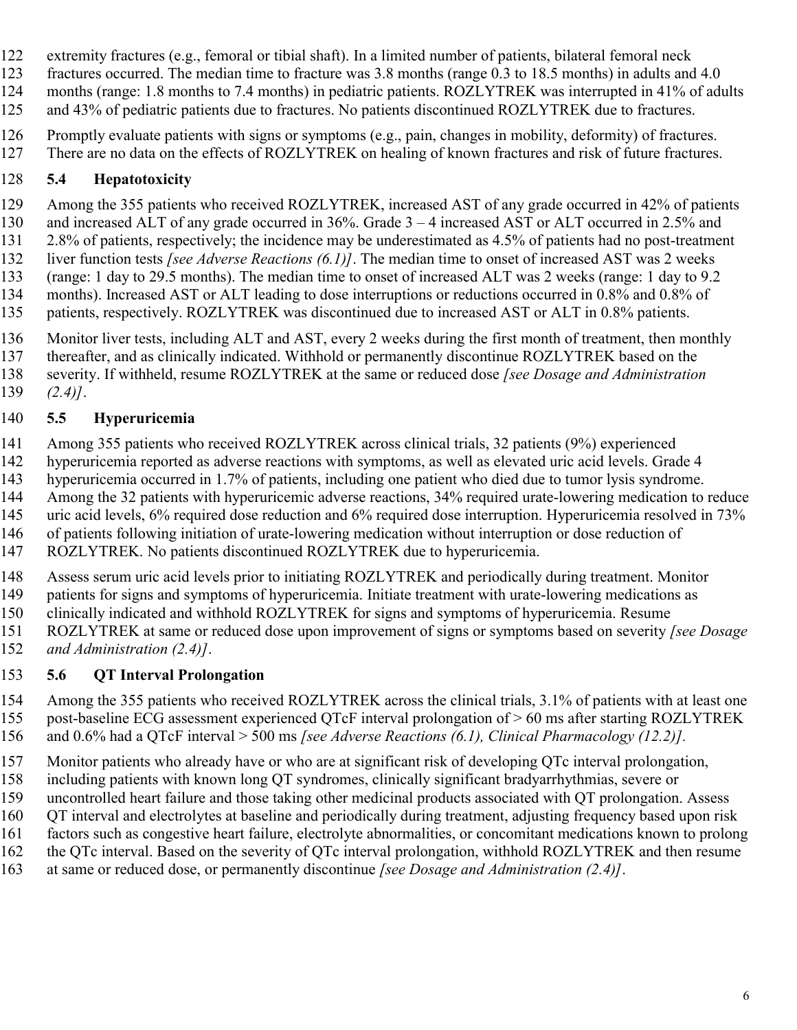extremity fractures (e.g., femoral or tibial shaft). In a limited number of patients, bilateral femoral neck fractures occurred. The median time to fracture was 3.8 months (range 0.3 to 18.5 months) in adults and 4.0 months (range: 1.8 months to 7.4 months) in pediatric patients. ROZLYTREK was interrupted in 41% of adults and 43% of pediatric patients due to fractures. No patients discontinued ROZLYTREK due to fractures.

Promptly evaluate patients with signs or symptoms (e.g., pain, changes in mobility, deformity) of fractures. There are no data on the effects of ROZLYTREK on healing of known fractures and risk of future fractures.

### 5.4 Hepatotoxicity

Among the 355 patients who received ROZLYTREK, increased AST of any grade occurred in 42% of patients and increased ALT of any grade occurred in 36%. Grade 3 – 4 increased AST or ALT occurred in 2.5% and 2.8% of patients, respectively; the incidence may be underestimated as 4.5% of patients had no post-treatment liver function tests *[see Adverse Reactions (6.1)]*. The median time to onset of increased AST was 2 weeks (range: 1 day to 29.5 months). The median time to onset of increased ALT was 2 weeks (range: 1 day to 9.2 months). Increased AST or ALT leading to dose interruptions or reductions occurred in 0.8% and 0.8% of patients, respectively. ROZLYTREK was discontinued due to increased AST or ALT in 0.8% patients.

Monitor liver tests, including ALT and AST, every 2 weeks during the first month of treatment, then monthly thereafter, and as clinically indicated. Withhold or permanently discontinue ROZLYTREK based on the severity. If withheld, resume ROZLYTREK at the same or reduced dose *[see Dosage and Administration (2.4)]*.

### 5.5 Hyperuricemia

Among 355 patients who received ROZLYTREK across clinical trials, 32 patients (9%) experienced hyperuricemia reported as adverse reactions with symptoms, as well as elevated uric acid levels. Grade 4 hyperuricemia occurred in 1.7% of patients, including one patient who died due to tumor lysis syndrome. Among the 32 patients with hyperuricemic adverse reactions, 34% required urate-lowering medication to reduce uric acid levels, 6% required dose reduction and 6% required dose interruption. Hyperuricemia resolved in 73% of patients following initiation of urate-lowering medication without interruption or dose reduction of ROZLYTREK. No patients discontinued ROZLYTREK due to hyperuricemia.

Assess serum uric acid levels prior to initiating ROZLYTREK and periodically during treatment. Monitor patients for signs and symptoms of hyperuricemia. Initiate treatment with urate-lowering medications as clinically indicated and withhold ROZLYTREK for signs and symptoms of hyperuricemia. Resume ROZLYTREK at same or reduced dose upon improvement of signs or symptoms based on severity *[see Dosage and Administration (2.4)]*.

### 5.6 QT Interval Prolongation

Among the 355 patients who received ROZLYTREK across the clinical trials, 3.1% of patients with at least one post-baseline ECG assessment experienced QTcF interval prolongation of > 60 ms after starting ROZLYTREK and 0.6% had a QTcF interval > 500 ms *[see Adverse Reactions (6.1), Clinical Pharmacology (12.2)]*.

Monitor patients who already have or who are at significant risk of developing QTc interval prolongation, including patients with known long QT syndromes, clinically significant bradyarrhythmias, severe or uncontrolled heart failure and those taking other medicinal products associated with QT prolongation. Assess QT interval and electrolytes at baseline and periodically during treatment, adjusting frequency based upon risk factors such as congestive heart failure, electrolyte abnormalities, or concomitant medications known to prolong the QTc interval. Based on the severity of QTc interval prolongation, withhold ROZLYTREK and then resume at same or reduced dose, or permanently discontinue *[see Dosage and Administration (2.4)]*.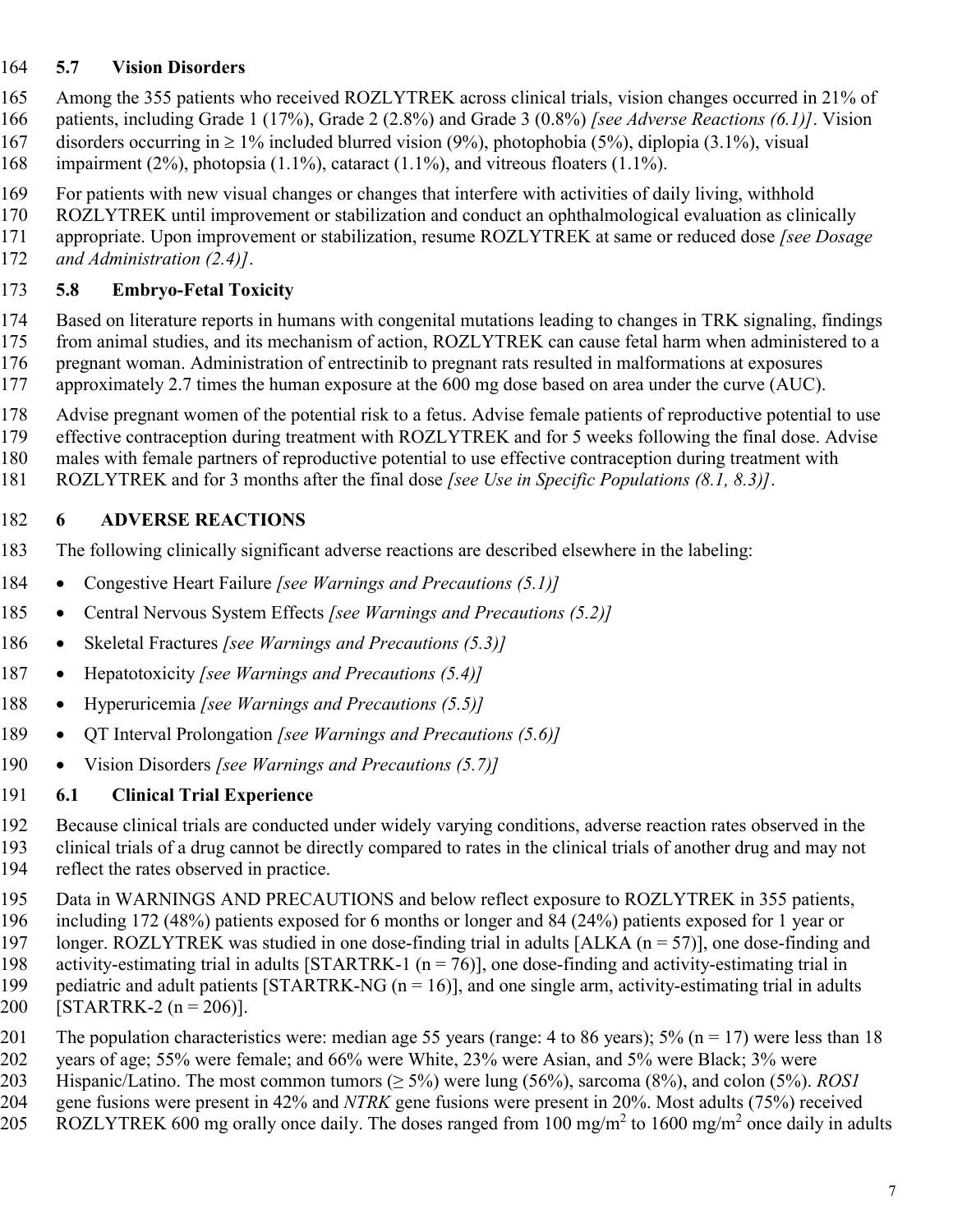### 5.7 Vision Disorders

Among the 355 patients who received ROZLYTREK across clinical trials, vision changes occurred in 21% of patients, including Grade 1 (17%), Grade 2 (2.8%) and Grade 3 (0.8%) *[see Adverse Reactions (6.1)]*. Vision disorders occurring in ≥ 1% included blurred vision (9%), photophobia (5%), diplopia (3.1%), visual impairment (2%), photopsia (1.1%), cataract (1.1%), and vitreous floaters (1.1%).

For patients with new visual changes or changes that interfere with activities of daily living, withhold ROZLYTREK until improvement or stabilization and conduct an ophthalmological evaluation as clinically appropriate. Upon improvement or stabilization, resume ROZLYTREK at same or reduced dose *[see Dosage and Administration (2.4)]*.

### 5.8 Embryo-Fetal Toxicity

Based on literature reports in humans with congenital mutations leading to changes in TRK signaling, findings from animal studies, and its mechanism of action, ROZLYTREK can cause fetal harm when administered to a pregnant woman. Administration of entrectinib to pregnant rats resulted in malformations at exposures approximately 2.7 times the human exposure at the 600 mg dose based on area under the curve (AUC).

Advise pregnant women of the potential risk to a fetus. Advise female patients of reproductive potential to use effective contraception during treatment with ROZLYTREK and for 5 weeks following the final dose. Advise males with female partners of reproductive potential to use effective contraception during treatment with ROZLYTREK and for 3 months after the final dose *[see Use in Specific Populations (8.1, 8.3)]*.

## 6 ADVERSE REACTIONS

The following clinically significant adverse reactions are described elsewhere in the labeling:

- Congestive Heart Failure *[see Warnings and Precautions (5.1)]*
- Central Nervous System Effects *[see Warnings and Precautions (5.2)]*
- Skeletal Fractures *[see Warnings and Precautions (5.3)]*
- Hepatotoxicity *[see Warnings and Precautions (5.4)]*
- Hyperuricemia *[see Warnings and Precautions (5.5)]*
- QT Interval Prolongation *[see Warnings and Precautions (5.6)]*
- Vision Disorders *[see Warnings and Precautions (5.7)]*

### 6.1 Clinical Trial Experience

Because clinical trials are conducted under widely varying conditions, adverse reaction rates observed in the clinical trials of a drug cannot be directly compared to rates in the clinical trials of another drug and may not reflect the rates observed in practice.

Data in WARNINGS AND PRECAUTIONS and below reflect exposure to ROZLYTREK in 355 patients, including 172 (48%) patients exposed for 6 months or longer and 84 (24%) patients exposed for 1 year or longer. ROZLYTREK was studied in one dose-finding trial in adults [ALKA (n = 57)], one dose-finding and activity-estimating trial in adults [STARTRK-1 (n = 76)], one dose-finding and activity-estimating trial in pediatric and adult patients [STARTRK-NG (n = 16)], and one single arm, activity-estimating trial in adults [STARTRK-2 (n = 206)].

The population characteristics were: median age 55 years (range: 4 to 86 years); 5% (n = 17) were less than 18 years of age; 55% were female; and 66% were White, 23% were Asian, and 5% were Black; 3% were Hispanic/Latino. The most common tumors (≥ 5%) were lung (56%), sarcoma (8%), and colon (5%). *ROS1* gene fusions were present in 42% and *NTRK* gene fusions were present in 20%. Most adults (75%) received ROZLYTREK 600 mg orally once daily. The doses ranged from 100 mg/m$^2$ to 1600 mg/m$^2$ once daily in adults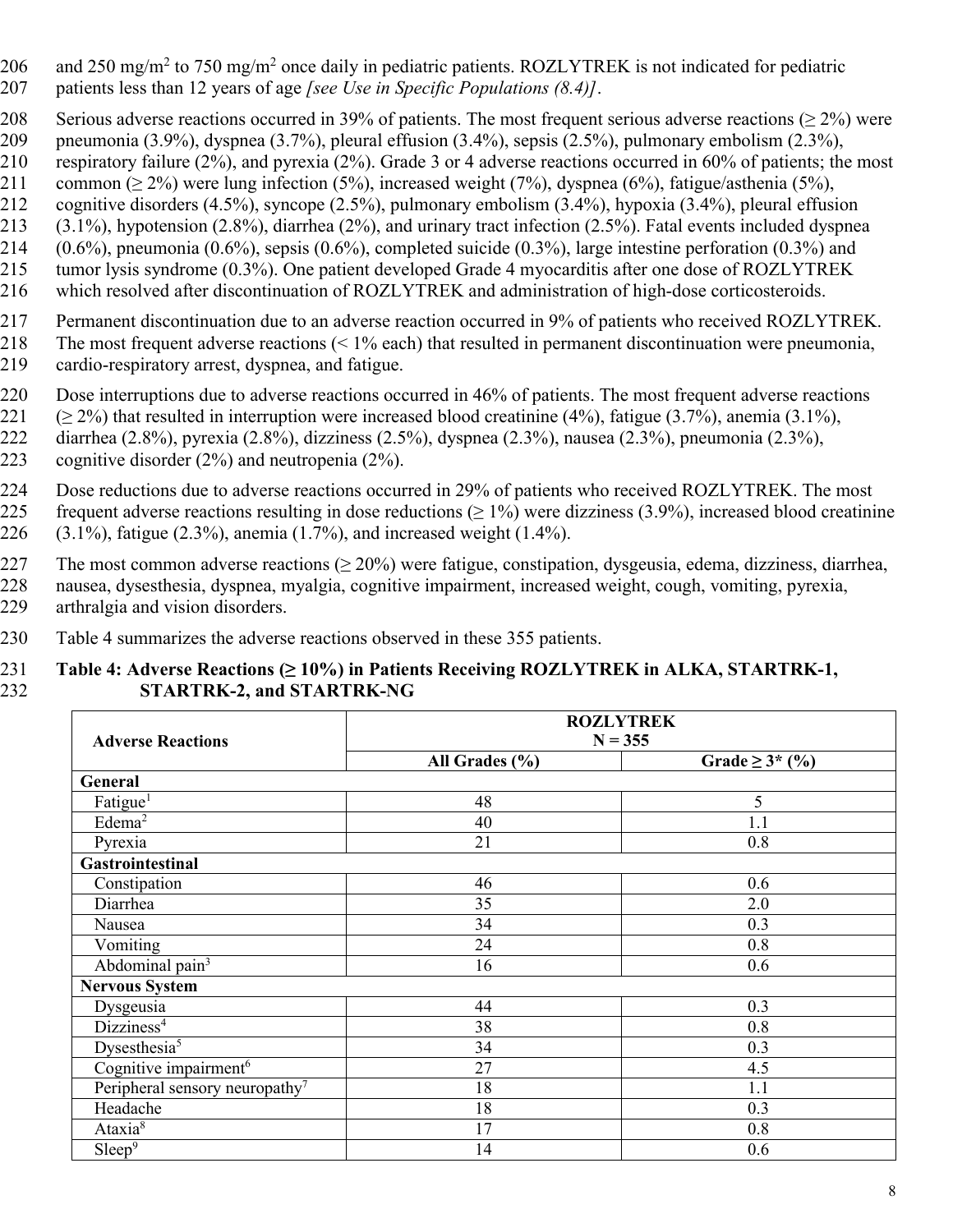and 250 mg/m[2] to 750 mg/m[2] once daily in pediatric patients. ROZLYTREK is not indicated for pediatric patients less than 12 years of age *[see Use in Specific Populations (8.4)]*.

Serious adverse reactions occurred in 39% of patients. The most frequent serious adverse reactions (≥ 2%) were pneumonia (3.9%), dyspnea (3.7%), pleural effusion (3.4%), sepsis (2.5%), pulmonary embolism (2.3%), respiratory failure (2%), and pyrexia (2%). Grade 3 or 4 adverse reactions occurred in 60% of patients; the most common (≥ 2%) were lung infection (5%), increased weight (7%), dyspnea (6%), fatigue/asthenia (5%), cognitive disorders (4.5%), syncope (2.5%), pulmonary embolism (3.4%), hypoxia (3.4%), pleural effusion (3.1%), hypotension (2.8%), diarrhea (2%), and urinary tract infection (2.5%). Fatal events included dyspnea (0.6%), pneumonia (0.6%), sepsis (0.6%), completed suicide (0.3%), large intestine perforation (0.3%) and tumor lysis syndrome (0.3%). One patient developed Grade 4 myocarditis after one dose of ROZLYTREK which resolved after discontinuation of ROZLYTREK and administration of high-dose corticosteroids.

Permanent discontinuation due to an adverse reaction occurred in 9% of patients who received ROZLYTREK. The most frequent adverse reactions (< 1% each) that resulted in permanent discontinuation were pneumonia, cardio-respiratory arrest, dyspnea, and fatigue.

Dose interruptions due to adverse reactions occurred in 46% of patients. The most frequent adverse reactions (≥ 2%) that resulted in interruption were increased blood creatinine (4%), fatigue (3.7%), anemia (3.1%), diarrhea (2.8%), pyrexia (2.8%), dizziness (2.5%), dyspnea (2.3%), nausea (2.3%), pneumonia (2.3%), cognitive disorder (2%) and neutropenia (2%).

Dose reductions due to adverse reactions occurred in 29% of patients who received ROZLYTREK. The most frequent adverse reactions resulting in dose reductions (≥ 1%) were dizziness (3.9%), increased blood creatinine (3.1%), fatigue (2.3%), anemia (1.7%), and increased weight (1.4%).

The most common adverse reactions (≥ 20%) were fatigue, constipation, dysgeusia, edema, dizziness, diarrhea, nausea, dysesthesia, dyspnea, myalgia, cognitive impairment, increased weight, cough, vomiting, pyrexia, arthralgia and vision disorders.

Table 4 summarizes the adverse reactions observed in these 355 patients.

**Table 4: Adverse Reactions (≥ 10%) in Patients Receiving ROZLYTREK in ALKA, STARTRK-1, STARTRK-2, and STARTRK-NG**

| Adverse Reactions | ROZLYTREK N = 355 | |
|---|---|---|
| | All Grades (%) | Grade ≥ 3* (%) |
| **General** | | |
| Fatigue[1] | 48 | 5 |
| Edema[2] | 40 | 1.1 |
| Pyrexia | 21 | 0.8 |
| **Gastrointestinal** | | |
| Constipation | 46 | 0.6 |
| Diarrhea | 35 | 2.0 |
| Nausea | 34 | 0.3 |
| Vomiting | 24 | 0.8 |
| Abdominal pain[3] | 16 | 0.6 |
| **Nervous System** | | |
| Dysgeusia | 44 | 0.3 |
| Dizziness[4] | 38 | 0.8 |
| Dysesthesia[5] | 34 | 0.3 |
| Cognitive impairment[6] | 27 | 4.5 |
| Peripheral sensory neuropathy[7] | 18 | 1.1 |
| Headache | 18 | 0.3 |
| Ataxia[8] | 17 | 0.8 |
| Sleep[9] | 14 | 0.6 |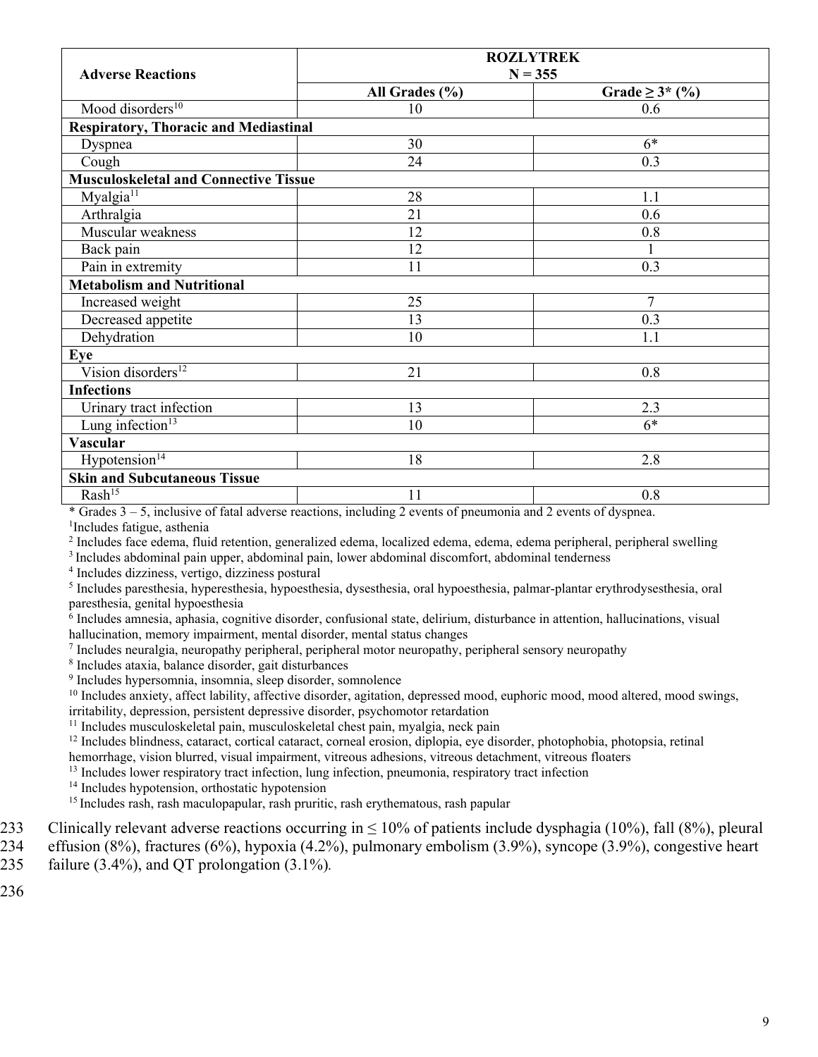| Adverse Reactions | ROZLYTREK N = 355 | |
|---|---|---|
| | All Grades (%) | Grade ≥ 3* (%) |
| Mood disorders[10] | 10 | 0.6 |
| **Respiratory, Thoracic and Mediastinal** | | |
| Dyspnea | 30 | 6* |
| Cough | 24 | 0.3 |
| **Musculoskeletal and Connective Tissue** | | |
| Myalgia[11] | 28 | 1.1 |
| Arthralgia | 21 | 0.6 |
| Muscular weakness | 12 | 0.8 |
| Back pain | 12 | 1 |
| Pain in extremity | 11 | 0.3 |
| **Metabolism and Nutritional** | | |
| Increased weight | 25 | 7 |
| Decreased appetite | 13 | 0.3 |
| Dehydration | 10 | 1.1 |
| **Eye** | | |
| Vision disorders[12] | 21 | 0.8 |
| **Infections** | | |
| Urinary tract infection | 13 | 2.3 |
| Lung infection[13] | 10 | 6* |
| **Vascular** | | |
| Hypotension[14] | 18 | 2.8 |
| **Skin and Subcutaneous Tissue** | | |
| Rash[15] | 11 | 0.8 |

* Grades 3 – 5, inclusive of fatal adverse reactions, including 2 events of pneumonia and 2 events of dyspnea.

[1] Includes fatigue, asthenia

[2] Includes face edema, fluid retention, generalized edema, localized edema, edema, edema peripheral, peripheral swelling

[3] Includes abdominal pain upper, abdominal pain, lower abdominal discomfort, abdominal tenderness

[4] Includes dizziness, vertigo, dizziness postural

[5] Includes paresthesia, hyperesthesia, hypoesthesia, dysesthesia, oral hypoesthesia, palmar-plantar erythrodysesthesia, oral paresthesia, genital hypoesthesia

[6] Includes amnesia, aphasia, cognitive disorder, confusional state, delirium, disturbance in attention, hallucinations, visual hallucination, memory impairment, mental disorder, mental status changes

[7] Includes neuralgia, neuropathy peripheral, peripheral motor neuropathy, peripheral sensory neuropathy

[8] Includes ataxia, balance disorder, gait disturbances

[9] Includes hypersomnia, insomnia, sleep disorder, somnolence

[10] Includes anxiety, affect lability, affective disorder, agitation, depressed mood, euphoric mood, mood altered, mood swings, irritability, depression, persistent depressive disorder, psychomotor retardation

[11] Includes musculoskeletal pain, musculoskeletal chest pain, myalgia, neck pain

[12] Includes blindness, cataract, cortical cataract, corneal erosion, diplopia, eye disorder, photophobia, photopsia, retinal hemorrhage, vision blurred, visual impairment, vitreous adhesions, vitreous detachment, vitreous floaters

[13] Includes lower respiratory tract infection, lung infection, pneumonia, respiratory tract infection

[14] Includes hypotension, orthostatic hypotension

[15] Includes rash, rash maculopapular, rash pruritic, rash erythematous, rash papular

233 Clinically relevant adverse reactions occurring in ≤ 10% of patients include dysphagia (10%), fall (8%), pleural
234 effusion (8%), fractures (6%), hypoxia (4.2%), pulmonary embolism (3.9%), syncope (3.9%), congestive heart
235 failure (3.4%), and QT prolongation (3.1%).

236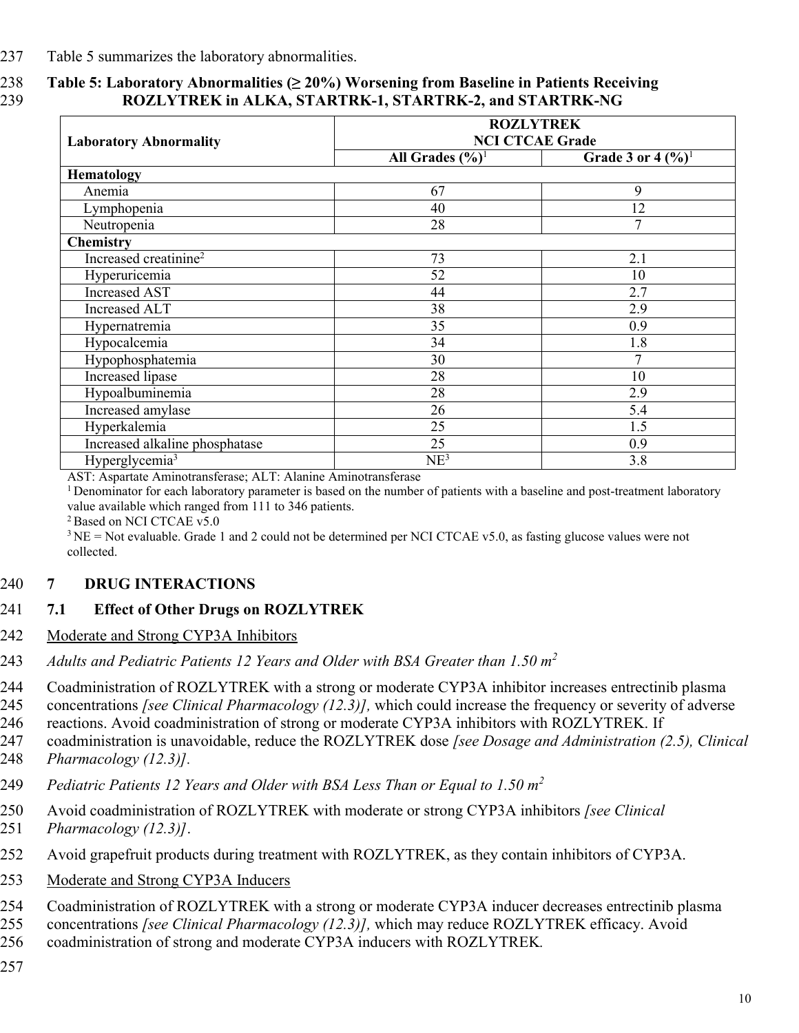Table 5 summarizes the laboratory abnormalities.

**Table 5: Laboratory Abnormalities (≥ 20%) Worsening from Baseline in Patients Receiving ROZLYTREK in ALKA, STARTRK-1, STARTRK-2, and STARTRK-NG**

| Laboratory Abnormality | ROZLYTREK NCI CTCAE Grade | |
|---|---|---|
| | All Grades (%)[1] | Grade 3 or 4 (%)[1] |
| **Hematology** | | |
| Anemia | 67 | 9 |
| Lymphopenia | 40 | 12 |
| Neutropenia | 28 | 7 |
| **Chemistry** | | |
| Increased creatinine[2] | 73 | 2.1 |
| Hyperuricemia | 52 | 10 |
| Increased AST | 44 | 2.7 |
| Increased ALT | 38 | 2.9 |
| Hypernatremia | 35 | 0.9 |
| Hypocalcemia | 34 | 1.8 |
| Hypophosphatemia | 30 | 7 |
| Increased lipase | 28 | 10 |
| Hypoalbuminemia | 28 | 2.9 |
| Increased amylase | 26 | 5.4 |
| Hyperkalemia | 25 | 1.5 |
| Increased alkaline phosphatase | 25 | 0.9 |
| Hyperglycemia[3] | NE[3] | 3.8 |

AST: Aspartate Aminotransferase; ALT: Alanine Aminotransferase

[1] Denominator for each laboratory parameter is based on the number of patients with a baseline and post-treatment laboratory value available which ranged from 111 to 346 patients.

[2] Based on NCI CTCAE v5.0

[3] NE = Not evaluable. Grade 1 and 2 could not be determined per NCI CTCAE v5.0, as fasting glucose values were not collected.

## 7 DRUG INTERACTIONS

### 7.1 Effect of Other Drugs on ROZLYTREK

Moderate and Strong CYP3A Inhibitors

*Adults and Pediatric Patients 12 Years and Older with BSA Greater than 1.50 $m^2$*

Coadministration of ROZLYTREK with a strong or moderate CYP3A inhibitor increases entrectinib plasma concentrations *[see Clinical Pharmacology (12.3)],* which could increase the frequency or severity of adverse reactions. Avoid coadministration of strong or moderate CYP3A inhibitors with ROZLYTREK. If coadministration is unavoidable, reduce the ROZLYTREK dose *[see Dosage and Administration (2.5), Clinical Pharmacology (12.3)]*.

*Pediatric Patients 12 Years and Older with BSA Less Than or Equal to 1.50 $m^2$*

Avoid coadministration of ROZLYTREK with moderate or strong CYP3A inhibitors *[see Clinical Pharmacology (12.3)]*.

Avoid grapefruit products during treatment with ROZLYTREK, as they contain inhibitors of CYP3A.

Moderate and Strong CYP3A Inducers

Coadministration of ROZLYTREK with a strong or moderate CYP3A inducer decreases entrectinib plasma concentrations *[see Clinical Pharmacology (12.3)],* which may reduce ROZLYTREK efficacy. Avoid coadministration of strong and moderate CYP3A inducers with ROZLYTREK.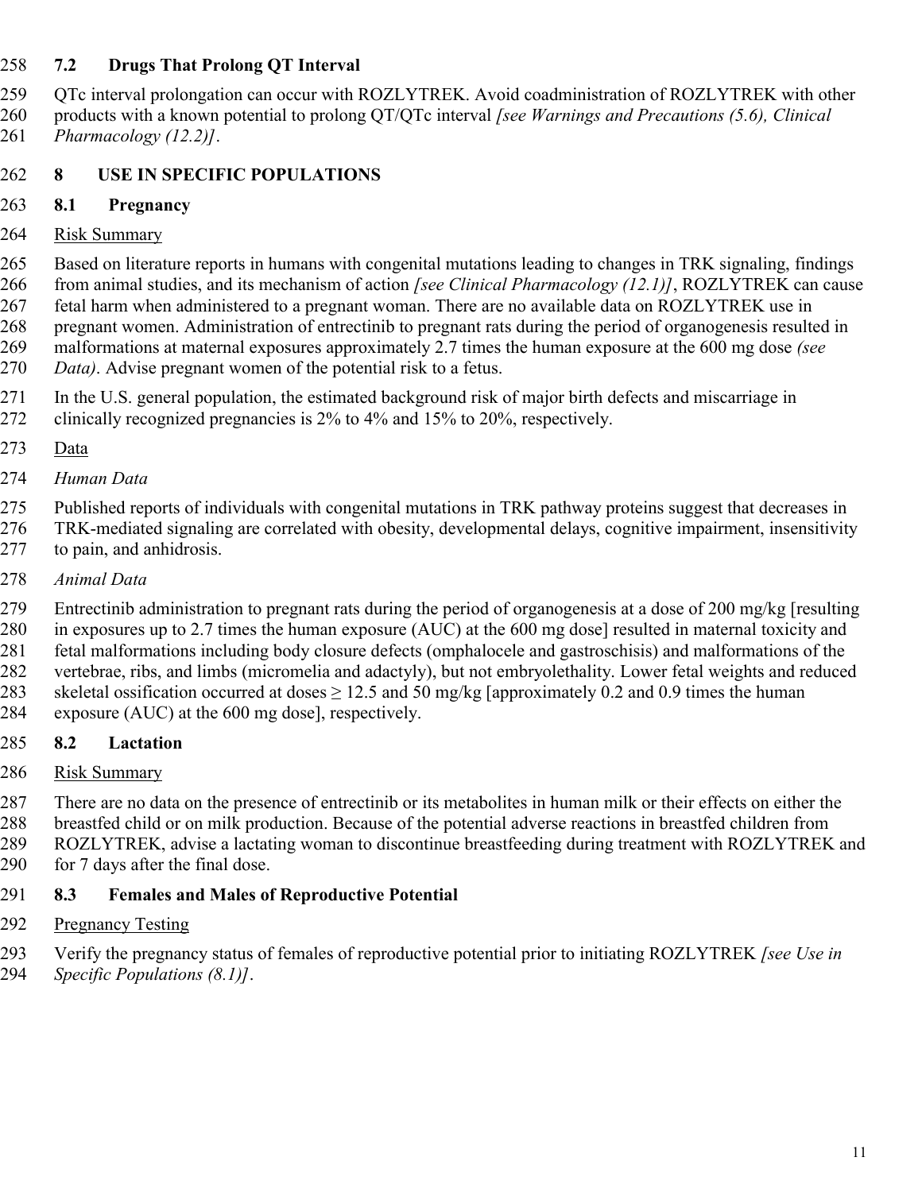### 7.2 Drugs That Prolong QT Interval

QTc interval prolongation can occur with ROZLYTREK. Avoid coadministration of ROZLYTREK with other products with a known potential to prolong QT/QTc interval *[see Warnings and Precautions (5.6), Clinical Pharmacology (12.2)]*.

## 8 USE IN SPECIFIC POPULATIONS

### 8.1 Pregnancy

Risk Summary

Based on literature reports in humans with congenital mutations leading to changes in TRK signaling, findings from animal studies, and its mechanism of action *[see Clinical Pharmacology (12.1)]*, ROZLYTREK can cause fetal harm when administered to a pregnant woman. There are no available data on ROZLYTREK use in pregnant women. Administration of entrectinib to pregnant rats during the period of organogenesis resulted in malformations at maternal exposures approximately 2.7 times the human exposure at the 600 mg dose *(see Data)*. Advise pregnant women of the potential risk to a fetus.

In the U.S. general population, the estimated background risk of major birth defects and miscarriage in clinically recognized pregnancies is 2% to 4% and 15% to 20%, respectively.

Data

*Human Data*

Published reports of individuals with congenital mutations in TRK pathway proteins suggest that decreases in TRK-mediated signaling are correlated with obesity, developmental delays, cognitive impairment, insensitivity to pain, and anhidrosis.

*Animal Data*

Entrectinib administration to pregnant rats during the period of organogenesis at a dose of 200 mg/kg [resulting in exposures up to 2.7 times the human exposure (AUC) at the 600 mg dose] resulted in maternal toxicity and fetal malformations including body closure defects (omphalocele and gastroschisis) and malformations of the vertebrae, ribs, and limbs (micromelia and adactyly), but not embryolethality. Lower fetal weights and reduced skeletal ossification occurred at doses ≥ 12.5 and 50 mg/kg [approximately 0.2 and 0.9 times the human exposure (AUC) at the 600 mg dose], respectively.

### 8.2 Lactation

Risk Summary

There are no data on the presence of entrectinib or its metabolites in human milk or their effects on either the breastfed child or on milk production. Because of the potential adverse reactions in breastfed children from ROZLYTREK, advise a lactating woman to discontinue breastfeeding during treatment with ROZLYTREK and for 7 days after the final dose.

### 8.3 Females and Males of Reproductive Potential

Pregnancy Testing

Verify the pregnancy status of females of reproductive potential prior to initiating ROZLYTREK *[see Use in Specific Populations (8.1)]*.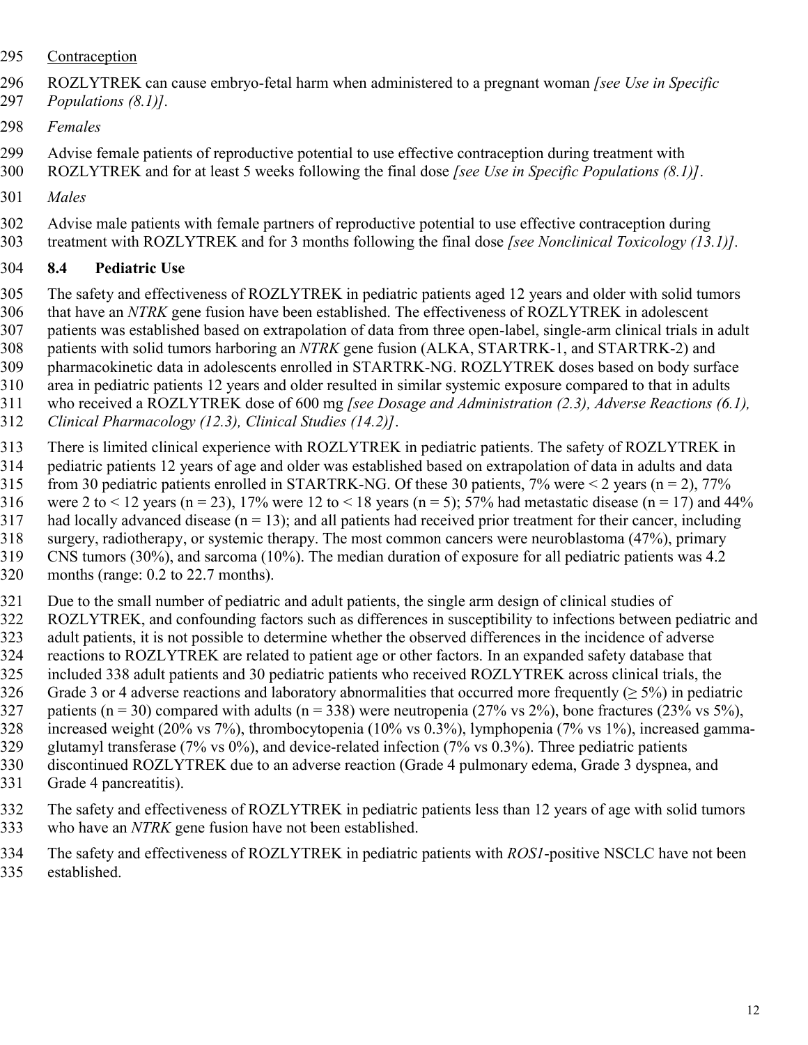Contraception

ROZLYTREK can cause embryo-fetal harm when administered to a pregnant woman *[see Use in Specific Populations (8.1)]*.

*Females*

Advise female patients of reproductive potential to use effective contraception during treatment with ROZLYTREK and for at least 5 weeks following the final dose *[see Use in Specific Populations (8.1)]*.

*Males*

Advise male patients with female partners of reproductive potential to use effective contraception during treatment with ROZLYTREK and for 3 months following the final dose *[see Nonclinical Toxicology (13.1)]*.

### 8.4 Pediatric Use

The safety and effectiveness of ROZLYTREK in pediatric patients aged 12 years and older with solid tumors that have an *NTRK* gene fusion have been established. The effectiveness of ROZLYTREK in adolescent patients was established based on extrapolation of data from three open-label, single-arm clinical trials in adult patients with solid tumors harboring an *NTRK* gene fusion (ALKA, STARTRK-1, and STARTRK-2) and pharmacokinetic data in adolescents enrolled in STARTRK-NG. ROZLYTREK doses based on body surface area in pediatric patients 12 years and older resulted in similar systemic exposure compared to that in adults who received a ROZLYTREK dose of 600 mg *[see Dosage and Administration (2.3), Adverse Reactions (6.1), Clinical Pharmacology (12.3), Clinical Studies (14.2)]*.

There is limited clinical experience with ROZLYTREK in pediatric patients. The safety of ROZLYTREK in pediatric patients 12 years of age and older was established based on extrapolation of data in adults and data from 30 pediatric patients enrolled in STARTRK-NG. Of these 30 patients, 7% were < 2 years (n = 2), 77% were 2 to < 12 years (n = 23), 17% were 12 to < 18 years (n = 5); 57% had metastatic disease (n = 17) and 44% had locally advanced disease (n = 13); and all patients had received prior treatment for their cancer, including surgery, radiotherapy, or systemic therapy. The most common cancers were neuroblastoma (47%), primary CNS tumors (30%), and sarcoma (10%). The median duration of exposure for all pediatric patients was 4.2 months (range: 0.2 to 22.7 months).

Due to the small number of pediatric and adult patients, the single arm design of clinical studies of ROZLYTREK, and confounding factors such as differences in susceptibility to infections between pediatric and adult patients, it is not possible to determine whether the observed differences in the incidence of adverse reactions to ROZLYTREK are related to patient age or other factors. In an expanded safety database that included 338 adult patients and 30 pediatric patients who received ROZLYTREK across clinical trials, the Grade 3 or 4 adverse reactions and laboratory abnormalities that occurred more frequently (≥ 5%) in pediatric patients (n = 30) compared with adults (n = 338) were neutropenia (27% vs 2%), bone fractures (23% vs 5%), increased weight (20% vs 7%), thrombocytopenia (10% vs 0.3%), lymphopenia (7% vs 1%), increased gamma-glutamyl transferase (7% vs 0%), and device-related infection (7% vs 0.3%). Three pediatric patients discontinued ROZLYTREK due to an adverse reaction (Grade 4 pulmonary edema, Grade 3 dyspnea, and Grade 4 pancreatitis).

The safety and effectiveness of ROZLYTREK in pediatric patients less than 12 years of age with solid tumors who have an *NTRK* gene fusion have not been established.

The safety and effectiveness of ROZLYTREK in pediatric patients with *ROS1*-positive NSCLC have not been established.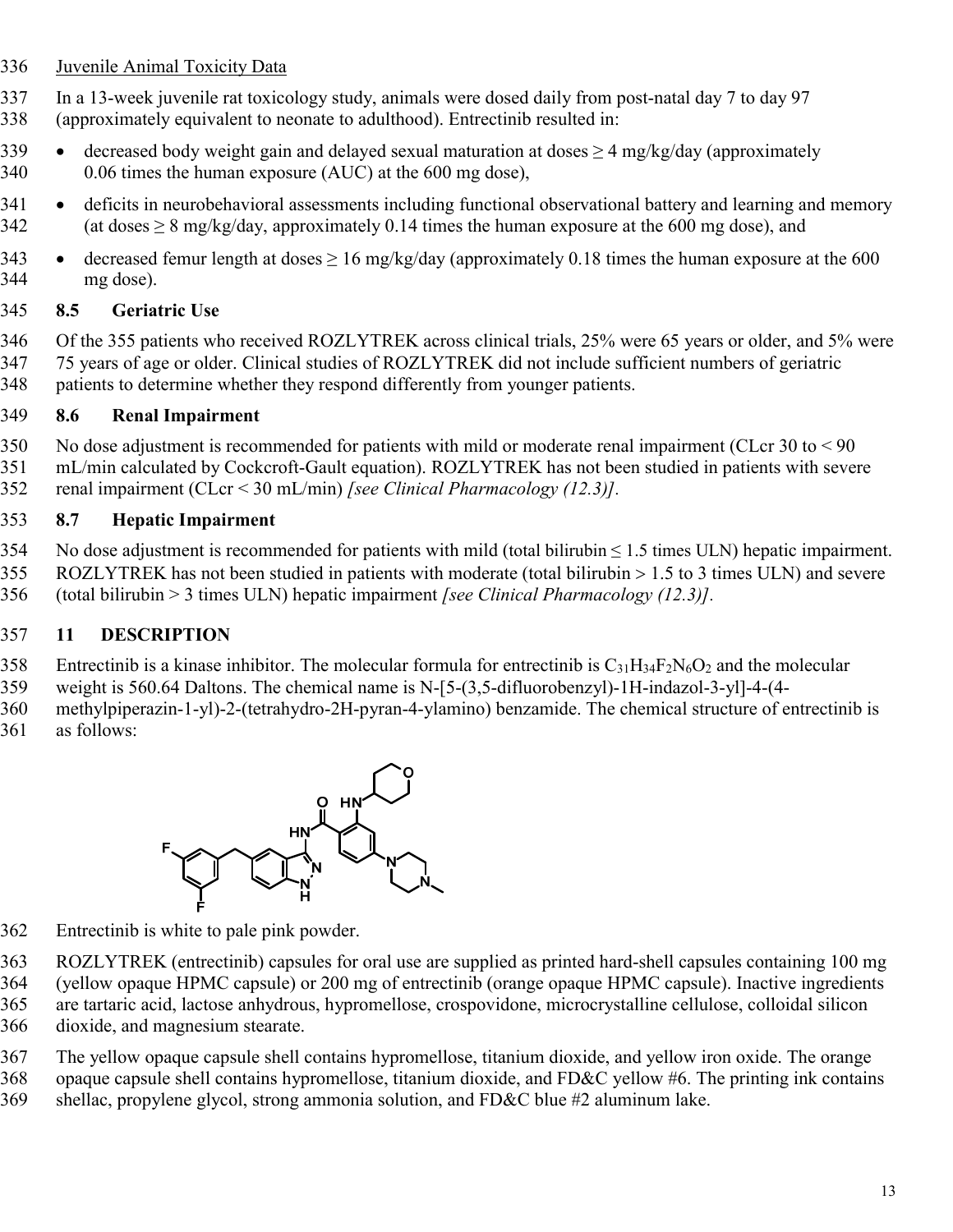Juvenile Animal Toxicity Data

In a 13-week juvenile rat toxicology study, animals were dosed daily from post-natal day 7 to day 97 (approximately equivalent to neonate to adulthood). Entrectinib resulted in:

- decreased body weight gain and delayed sexual maturation at doses ≥ 4 mg/kg/day (approximately 0.06 times the human exposure (AUC) at the 600 mg dose),
- deficits in neurobehavioral assessments including functional observational battery and learning and memory (at doses ≥ 8 mg/kg/day, approximately 0.14 times the human exposure at the 600 mg dose), and
- decreased femur length at doses ≥ 16 mg/kg/day (approximately 0.18 times the human exposure at the 600 mg dose).

### 8.5 Geriatric Use

Of the 355 patients who received ROZLYTREK across clinical trials, 25% were 65 years or older, and 5% were 75 years of age or older. Clinical studies of ROZLYTREK did not include sufficient numbers of geriatric patients to determine whether they respond differently from younger patients.

### 8.6 Renal Impairment

No dose adjustment is recommended for patients with mild or moderate renal impairment (CLcr 30 to < 90 mL/min calculated by Cockcroft-Gault equation). ROZLYTREK has not been studied in patients with severe renal impairment (CLcr < 30 mL/min) *[see Clinical Pharmacology (12.3)]*.

### 8.7 Hepatic Impairment

No dose adjustment is recommended for patients with mild (total bilirubin ≤ 1.5 times ULN) hepatic impairment. ROZLYTREK has not been studied in patients with moderate (total bilirubin > 1.5 to 3 times ULN) and severe (total bilirubin > 3 times ULN) hepatic impairment *[see Clinical Pharmacology (12.3)]*.

## 11 DESCRIPTION

Entrectinib is a kinase inhibitor. The molecular formula for entrectinib is $C_{31}H_{34}F_2N_6O_2$ and the molecular weight is 560.64 Daltons. The chemical name is N-[5-(3,5-difluorobenzyl)-1H-indazol-3-yl]-4-(4-methylpiperazin-1-yl)-2-(tetrahydro-2H-pyran-4-ylamino) benzamide. The chemical structure of entrectinib is as follows:

Entrectinib is white to pale pink powder.

ROZLYTREK (entrectinib) capsules for oral use are supplied as printed hard-shell capsules containing 100 mg (yellow opaque HPMC capsule) or 200 mg of entrectinib (orange opaque HPMC capsule). Inactive ingredients are tartaric acid, lactose anhydrous, hypromellose, crospovidone, microcrystalline cellulose, colloidal silicon dioxide, and magnesium stearate.

The yellow opaque capsule shell contains hypromellose, titanium dioxide, and yellow iron oxide. The orange opaque capsule shell contains hypromellose, titanium dioxide, and FD&C yellow #6. The printing ink contains shellac, propylene glycol, strong ammonia solution, and FD&C blue #2 aluminum lake.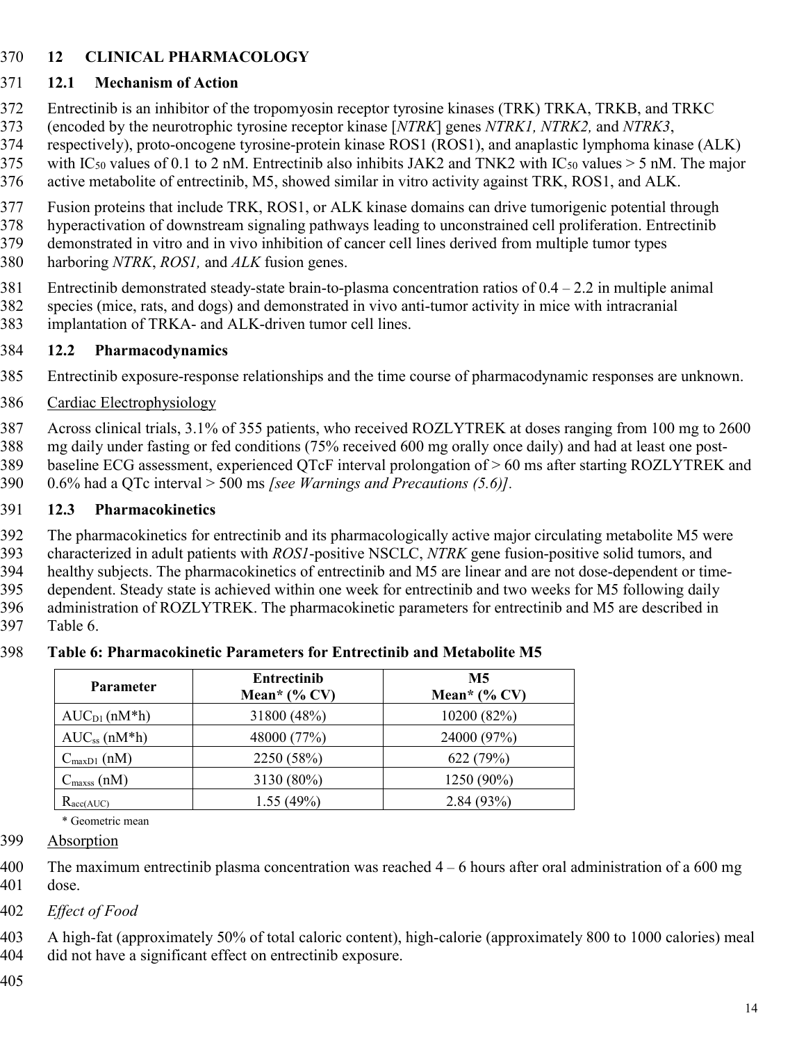## 12 CLINICAL PHARMACOLOGY

### 12.1 Mechanism of Action

Entrectinib is an inhibitor of the tropomyosin receptor tyrosine kinases (TRK) TRKA, TRKB, and TRKC (encoded by the neurotrophic tyrosine receptor kinase [*NTRK*] genes *NTRK1, NTRK2,* and *NTRK3*, respectively), proto-oncogene tyrosine-protein kinase ROS1 (ROS1), and anaplastic lymphoma kinase (ALK) with $IC_{50}$ values of 0.1 to 2 nM. Entrectinib also inhibits JAK2 and TNK2 with $IC_{50}$ values > 5 nM. The major active metabolite of entrectinib, M5, showed similar in vitro activity against TRK, ROS1, and ALK.

Fusion proteins that include TRK, ROS1, or ALK kinase domains can drive tumorigenic potential through hyperactivation of downstream signaling pathways leading to unconstrained cell proliferation. Entrectinib demonstrated in vitro and in vivo inhibition of cancer cell lines derived from multiple tumor types harboring *NTRK*, *ROS1,* and *ALK* fusion genes.

Entrectinib demonstrated steady-state brain-to-plasma concentration ratios of 0.4 – 2.2 in multiple animal species (mice, rats, and dogs) and demonstrated in vivo anti-tumor activity in mice with intracranial implantation of TRKA- and ALK-driven tumor cell lines.

### 12.2 Pharmacodynamics

Entrectinib exposure-response relationships and the time course of pharmacodynamic responses are unknown.

Cardiac Electrophysiology

Across clinical trials, 3.1% of 355 patients, who received ROZLYTREK at doses ranging from 100 mg to 2600 mg daily under fasting or fed conditions (75% received 600 mg orally once daily) and had at least one post-baseline ECG assessment, experienced QTcF interval prolongation of > 60 ms after starting ROZLYTREK and 0.6% had a QTc interval > 500 ms *[see Warnings and Precautions (5.6)]*.

### 12.3 Pharmacokinetics

The pharmacokinetics for entrectinib and its pharmacologically active major circulating metabolite M5 were characterized in adult patients with *ROS1*-positive NSCLC, *NTRK* gene fusion-positive solid tumors, and healthy subjects. The pharmacokinetics of entrectinib and M5 are linear and are not dose-dependent or time-dependent. Steady state is achieved within one week for entrectinib and two weeks for M5 following daily administration of ROZLYTREK. The pharmacokinetic parameters for entrectinib and M5 are described in Table 6.

**Table 6: Pharmacokinetic Parameters for Entrectinib and Metabolite M5**

| Parameter | Entrectinib Mean* (% CV) | M5 Mean* (% CV) |
|---|---|---|
| $AUC_{D1}$ (nM*h) | 31800 (48%) | 10200 (82%) |
| $AUC_{ss}$ (nM*h) | 48000 (77%) | 24000 (97%) |
| $C_{maxD1}$ (nM) | 2250 (58%) | 622 (79%) |
| $C_{maxss}$ (nM) | 3130 (80%) | 1250 (90%) |
| $R_{acc(AUC)}$ | 1.55 (49%) | 2.84 (93%) |

\* Geometric mean

Absorption

The maximum entrectinib plasma concentration was reached 4 – 6 hours after oral administration of a 600 mg dose.

*Effect of Food*

A high-fat (approximately 50% of total caloric content), high-calorie (approximately 800 to 1000 calories) meal did not have a significant effect on entrectinib exposure.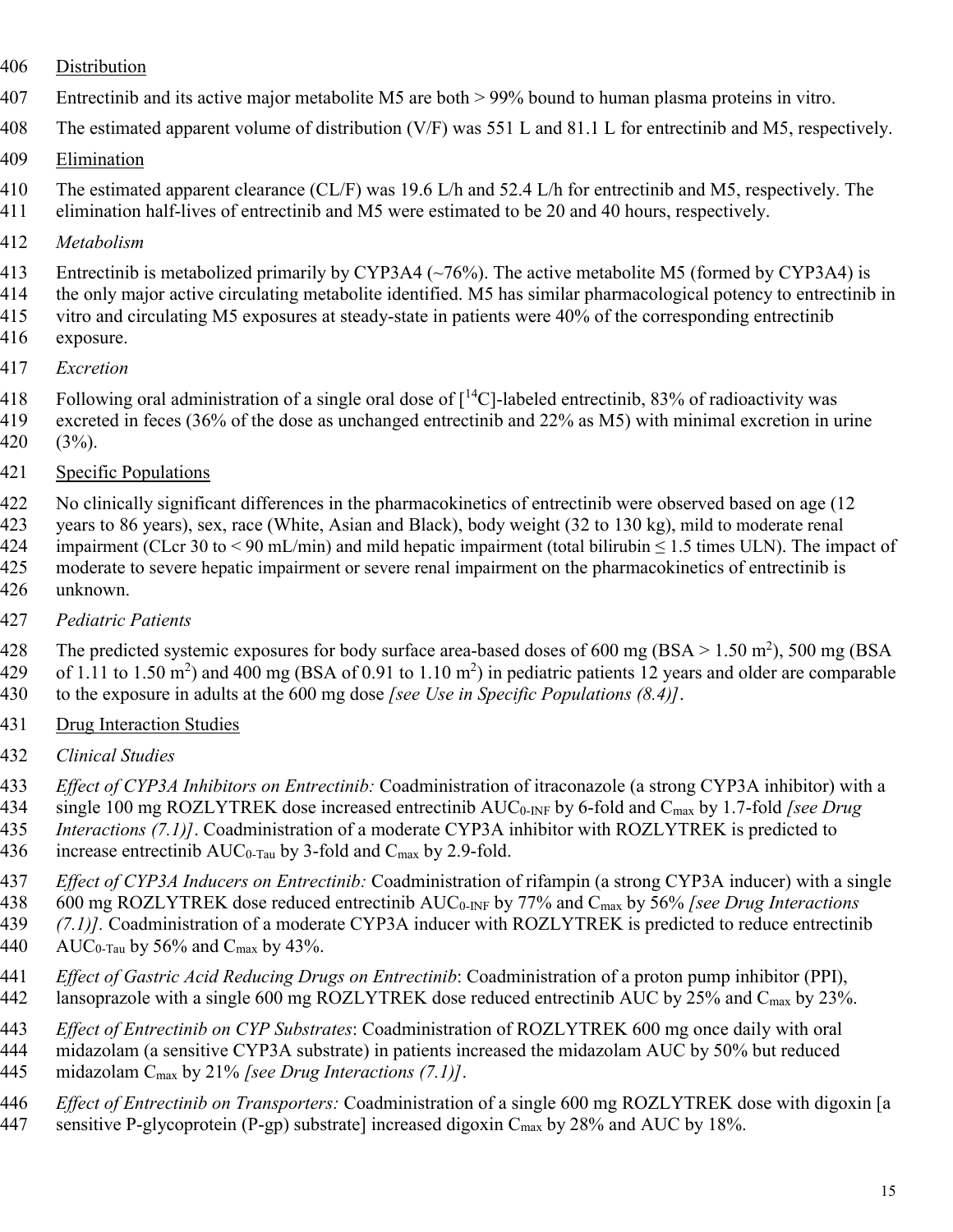Distribution

Entrectinib and its active major metabolite M5 are both > 99% bound to human plasma proteins in vitro.

The estimated apparent volume of distribution (V/F) was 551 L and 81.1 L for entrectinib and M5, respectively.

Elimination

The estimated apparent clearance (CL/F) was 19.6 L/h and 52.4 L/h for entrectinib and M5, respectively. The elimination half-lives of entrectinib and M5 were estimated to be 20 and 40 hours, respectively.

*Metabolism*

Entrectinib is metabolized primarily by CYP3A4 (~76%). The active metabolite M5 (formed by CYP3A4) is the only major active circulating metabolite identified. M5 has similar pharmacological potency to entrectinib in vitro and circulating M5 exposures at steady-state in patients were 40% of the corresponding entrectinib exposure.

*Excretion*

Following oral administration of a single oral dose of [$^{14}$C]-labeled entrectinib, 83% of radioactivity was excreted in feces (36% of the dose as unchanged entrectinib and 22% as M5) with minimal excretion in urine (3%).

Specific Populations

No clinically significant differences in the pharmacokinetics of entrectinib were observed based on age (12 years to 86 years), sex, race (White, Asian and Black), body weight (32 to 130 kg), mild to moderate renal impairment (CLcr 30 to < 90 mL/min) and mild hepatic impairment (total bilirubin ≤ 1.5 times ULN). The impact of moderate to severe hepatic impairment or severe renal impairment on the pharmacokinetics of entrectinib is unknown.

*Pediatric Patients*

The predicted systemic exposures for body surface area-based doses of 600 mg (BSA > 1.50 $m^2$), 500 mg (BSA of 1.11 to 1.50 $m^2$) and 400 mg (BSA of 0.91 to 1.10 $m^2$) in pediatric patients 12 years and older are comparable to the exposure in adults at the 600 mg dose *[see Use in Specific Populations (8.4)]*.

Drug Interaction Studies

*Clinical Studies*

*Effect of CYP3A Inhibitors on Entrectinib:* Coadministration of itraconazole (a strong CYP3A inhibitor) with a single 100 mg ROZLYTREK dose increased entrectinib $AUC_{0\text{-}INF}$ by 6-fold and $C_{max}$ by 1.7-fold *[see Drug Interactions (7.1)]*. Coadministration of a moderate CYP3A inhibitor with ROZLYTREK is predicted to increase entrectinib $AUC_{0\text{-}Tau}$ by 3-fold and $C_{max}$ by 2.9-fold.

*Effect of CYP3A Inducers on Entrectinib:* Coadministration of rifampin (a strong CYP3A inducer) with a single 600 mg ROZLYTREK dose reduced entrectinib $AUC_{0\text{-}INF}$ by 77% and $C_{max}$ by 56% *[see Drug Interactions (7.1)]*. Coadministration of a moderate CYP3A inducer with ROZLYTREK is predicted to reduce entrectinib $AUC_{0\text{-}Tau}$ by 56% and $C_{max}$ by 43%.

*Effect of Gastric Acid Reducing Drugs on Entrectinib*: Coadministration of a proton pump inhibitor (PPI), lansoprazole with a single 600 mg ROZLYTREK dose reduced entrectinib AUC by 25% and $C_{max}$ by 23%.

*Effect of Entrectinib on CYP Substrates*: Coadministration of ROZLYTREK 600 mg once daily with oral midazolam (a sensitive CYP3A substrate) in patients increased the midazolam AUC by 50% but reduced midazolam $C_{max}$ by 21% *[see Drug Interactions (7.1)]*.

*Effect of Entrectinib on Transporters:* Coadministration of a single 600 mg ROZLYTREK dose with digoxin [a sensitive P-glycoprotein (P-gp) substrate] increased digoxin $C_{max}$ by 28% and AUC by 18%.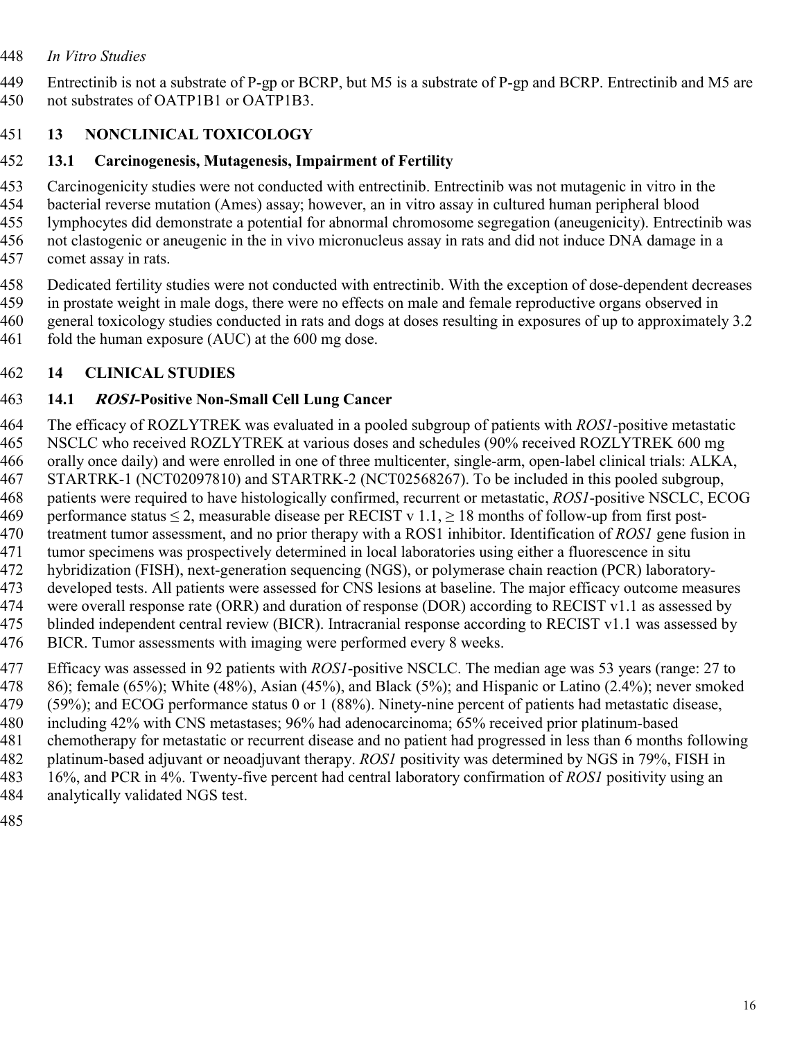*In Vitro Studies*

Entrectinib is not a substrate of P-gp or BCRP, but M5 is a substrate of P-gp and BCRP. Entrectinib and M5 are not substrates of OATP1B1 or OATP1B3.

# 13 NONCLINICAL TOXICOLOGY

## 13.1 Carcinogenesis, Mutagenesis, Impairment of Fertility

Carcinogenicity studies were not conducted with entrectinib. Entrectinib was not mutagenic in vitro in the bacterial reverse mutation (Ames) assay; however, an in vitro assay in cultured human peripheral blood lymphocytes did demonstrate a potential for abnormal chromosome segregation (aneugenicity). Entrectinib was not clastogenic or aneugenic in the in vivo micronucleus assay in rats and did not induce DNA damage in a comet assay in rats.

Dedicated fertility studies were not conducted with entrectinib. With the exception of dose-dependent decreases in prostate weight in male dogs, there were no effects on male and female reproductive organs observed in general toxicology studies conducted in rats and dogs at doses resulting in exposures of up to approximately 3.2 fold the human exposure (AUC) at the 600 mg dose.

# 14 CLINICAL STUDIES

## 14.1 *ROS1*-Positive Non-Small Cell Lung Cancer

The efficacy of ROZLYTREK was evaluated in a pooled subgroup of patients with *ROS1*-positive metastatic NSCLC who received ROZLYTREK at various doses and schedules (90% received ROZLYTREK 600 mg orally once daily) and were enrolled in one of three multicenter, single-arm, open-label clinical trials: ALKA, STARTRK-1 (NCT02097810) and STARTRK-2 (NCT02568267). To be included in this pooled subgroup, patients were required to have histologically confirmed, recurrent or metastatic, *ROS1*-positive NSCLC, ECOG performance status ≤ 2, measurable disease per RECIST v 1.1, ≥ 18 months of follow-up from first post-treatment tumor assessment, and no prior therapy with a ROS1 inhibitor. Identification of *ROS1* gene fusion in tumor specimens was prospectively determined in local laboratories using either a fluorescence in situ hybridization (FISH), next-generation sequencing (NGS), or polymerase chain reaction (PCR) laboratory-developed tests. All patients were assessed for CNS lesions at baseline. The major efficacy outcome measures were overall response rate (ORR) and duration of response (DOR) according to RECIST v1.1 as assessed by blinded independent central review (BICR). Intracranial response according to RECIST v1.1 was assessed by BICR. Tumor assessments with imaging were performed every 8 weeks.

Efficacy was assessed in 92 patients with *ROS1*-positive NSCLC. The median age was 53 years (range: 27 to 86); female (65%); White (48%), Asian (45%), and Black (5%); and Hispanic or Latino (2.4%); never smoked (59%); and ECOG performance status 0 or 1 (88%). Ninety-nine percent of patients had metastatic disease, including 42% with CNS metastases; 96% had adenocarcinoma; 65% received prior platinum-based chemotherapy for metastatic or recurrent disease and no patient had progressed in less than 6 months following platinum-based adjuvant or neoadjuvant therapy. *ROS1* positivity was determined by NGS in 79%, FISH in 16%, and PCR in 4%. Twenty-five percent had central laboratory confirmation of *ROS1* positivity using an analytically validated NGS test.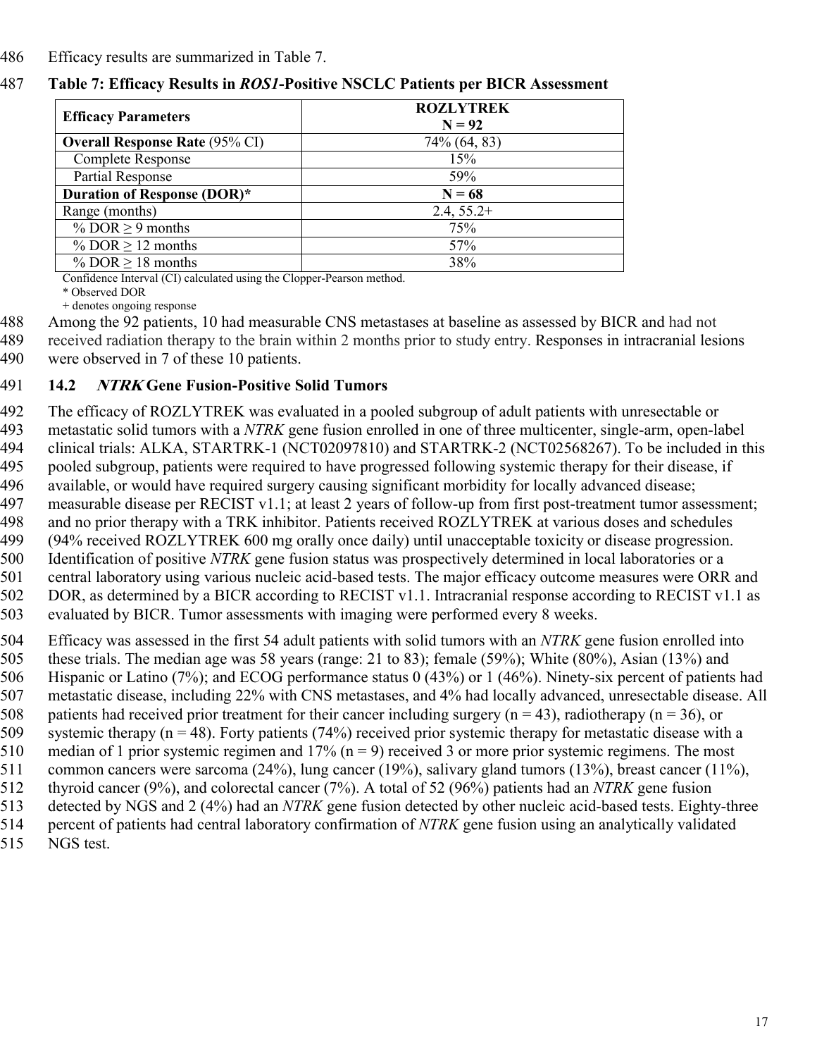Efficacy results are summarized in Table 7.

**Table 7: Efficacy Results in *ROS1*-Positive NSCLC Patients per BICR Assessment**

| **Efficacy Parameters** | **ROZLYTREK N = 92** |
|---|---|
| **Overall Response Rate** (95% CI) | 74% (64, 83) |
| Complete Response | 15% |
| Partial Response | 59% |
| **Duration of Response (DOR)*** | **N = 68** |
| Range (months) | 2.4, 55.2+ |
| % DOR ≥ 9 months | 75% |
| % DOR ≥ 12 months | 57% |
| % DOR ≥ 18 months | 38% |

Confidence Interval (CI) calculated using the Clopper-Pearson method.
* Observed DOR
+ denotes ongoing response

Among the 92 patients, 10 had measurable CNS metastases at baseline as assessed by BICR and had not received radiation therapy to the brain within 2 months prior to study entry. Responses in intracranial lesions were observed in 7 of these 10 patients.

### 14.2 *NTRK* Gene Fusion-Positive Solid Tumors

The efficacy of ROZLYTREK was evaluated in a pooled subgroup of adult patients with unresectable or metastatic solid tumors with a *NTRK* gene fusion enrolled in one of three multicenter, single-arm, open-label clinical trials: ALKA, STARTRK-1 (NCT02097810) and STARTRK-2 (NCT02568267). To be included in this pooled subgroup, patients were required to have progressed following systemic therapy for their disease, if available, or would have required surgery causing significant morbidity for locally advanced disease; measurable disease per RECIST v1.1; at least 2 years of follow-up from first post-treatment tumor assessment; and no prior therapy with a TRK inhibitor. Patients received ROZLYTREK at various doses and schedules (94% received ROZLYTREK 600 mg orally once daily) until unacceptable toxicity or disease progression. Identification of positive *NTRK* gene fusion status was prospectively determined in local laboratories or a central laboratory using various nucleic acid-based tests. The major efficacy outcome measures were ORR and DOR, as determined by a BICR according to RECIST v1.1. Intracranial response according to RECIST v1.1 as evaluated by BICR. Tumor assessments with imaging were performed every 8 weeks.

Efficacy was assessed in the first 54 adult patients with solid tumors with an *NTRK* gene fusion enrolled into these trials. The median age was 58 years (range: 21 to 83); female (59%); White (80%), Asian (13%) and Hispanic or Latino (7%); and ECOG performance status 0 (43%) or 1 (46%). Ninety-six percent of patients had metastatic disease, including 22% with CNS metastases, and 4% had locally advanced, unresectable disease. All patients had received prior treatment for their cancer including surgery (n = 43), radiotherapy (n = 36), or systemic therapy (n = 48). Forty patients (74%) received prior systemic therapy for metastatic disease with a median of 1 prior systemic regimen and 17% (n = 9) received 3 or more prior systemic regimens. The most common cancers were sarcoma (24%), lung cancer (19%), salivary gland tumors (13%), breast cancer (11%), thyroid cancer (9%), and colorectal cancer (7%). A total of 52 (96%) patients had an *NTRK* gene fusion detected by NGS and 2 (4%) had an *NTRK* gene fusion detected by other nucleic acid-based tests. Eighty-three percent of patients had central laboratory confirmation of *NTRK* gene fusion using an analytically validated NGS test.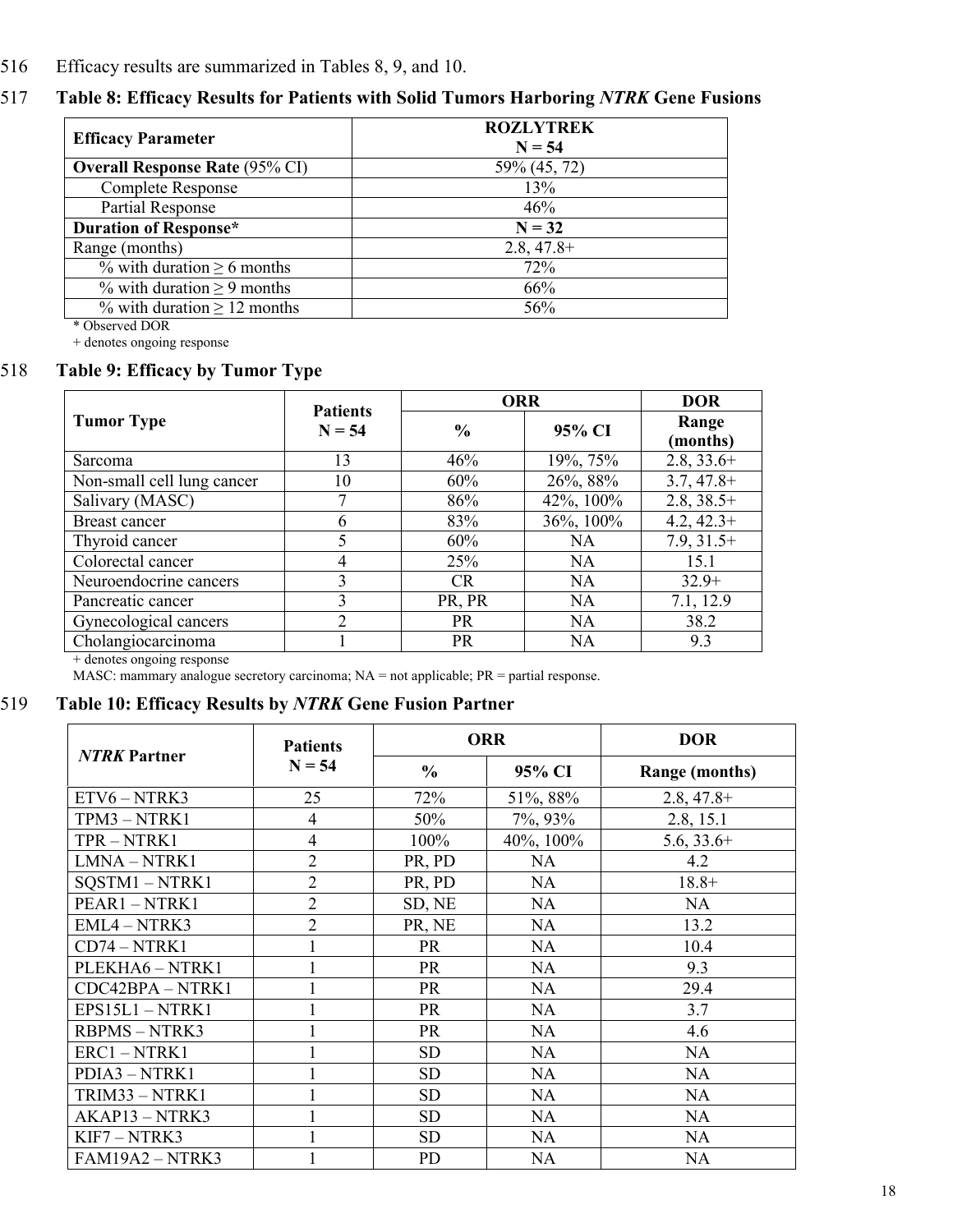516 Efficacy results are summarized in Tables 8, 9, and 10.

517 **Table 8: Efficacy Results for Patients with Solid Tumors Harboring *NTRK* Gene Fusions**

| **Efficacy Parameter** | **ROZLYTREK N = 54** |
|---|---|
| **Overall Response Rate** (95% CI) | 59% (45, 72) |
| Complete Response | 13% |
| Partial Response | 46% |
| **Duration of Response*** | **N = 32** |
| Range (months) | 2.8, 47.8+ |
| % with duration ≥ 6 months | 72% |
| % with duration ≥ 9 months | 66% |
| % with duration ≥ 12 months | 56% |

\* Observed DOR
+ denotes ongoing response

518 **Table 9: Efficacy by Tumor Type**

| **Tumor Type** | **Patients N = 54** | **ORR** | | **DOR** |
|---|---|---|---|---|
| | | **%** | **95% CI** | **Range (months)** |
| Sarcoma | 13 | 46% | 19%, 75% | 2.8, 33.6+ |
| Non-small cell lung cancer | 10 | 60% | 26%, 88% | 3.7, 47.8+ |
| Salivary (MASC) | 7 | 86% | 42%, 100% | 2.8, 38.5+ |
| Breast cancer | 6 | 83% | 36%, 100% | 4.2, 42.3+ |
| Thyroid cancer | 5 | 60% | NA | 7.9, 31.5+ |
| Colorectal cancer | 4 | 25% | NA | 15.1 |
| Neuroendocrine cancers | 3 | CR | NA | 32.9+ |
| Pancreatic cancer | 3 | PR, PR | NA | 7.1, 12.9 |
| Gynecological cancers | 2 | PR | NA | 38.2 |
| Cholangiocarcinoma | 1 | PR | NA | 9.3 |

+ denotes ongoing response
MASC: mammary analogue secretory carcinoma; NA = not applicable; PR = partial response.

519 **Table 10: Efficacy Results by *NTRK* Gene Fusion Partner**

| ***NTRK* Partner** | **Patients N = 54** | **ORR** | | **DOR** |
|---|---|---|---|---|
| | | **%** | **95% CI** | **Range (months)** |
| ETV6 – NTRK3 | 25 | 72% | 51%, 88% | 2.8, 47.8+ |
| TPM3 – NTRK1 | 4 | 50% | 7%, 93% | 2.8, 15.1 |
| TPR – NTRK1 | 4 | 100% | 40%, 100% | 5.6, 33.6+ |
| LMNA – NTRK1 | 2 | PR, PD | NA | 4.2 |
| SQSTM1 – NTRK1 | 2 | PR, PD | NA | 18.8+ |
| PEAR1 – NTRK1 | 2 | SD, NE | NA | NA |
| EML4 – NTRK3 | 2 | PR, NE | NA | 13.2 |
| CD74 – NTRK1 | 1 | PR | NA | 10.4 |
| PLEKHA6 – NTRK1 | 1 | PR | NA | 9.3 |
| CDC42BPA – NTRK1 | 1 | PR | NA | 29.4 |
| EPS15L1 – NTRK1 | 1 | PR | NA | 3.7 |
| RBPMS – NTRK3 | 1 | PR | NA | 4.6 |
| ERC1 – NTRK1 | 1 | SD | NA | NA |
| PDIA3 – NTRK1 | 1 | SD | NA | NA |
| TRIM33 – NTRK1 | 1 | SD | NA | NA |
| AKAP13 – NTRK3 | 1 | SD | NA | NA |
| KIF7 – NTRK3 | 1 | SD | NA | NA |
| FAM19A2 – NTRK3 | 1 | PD | NA | NA |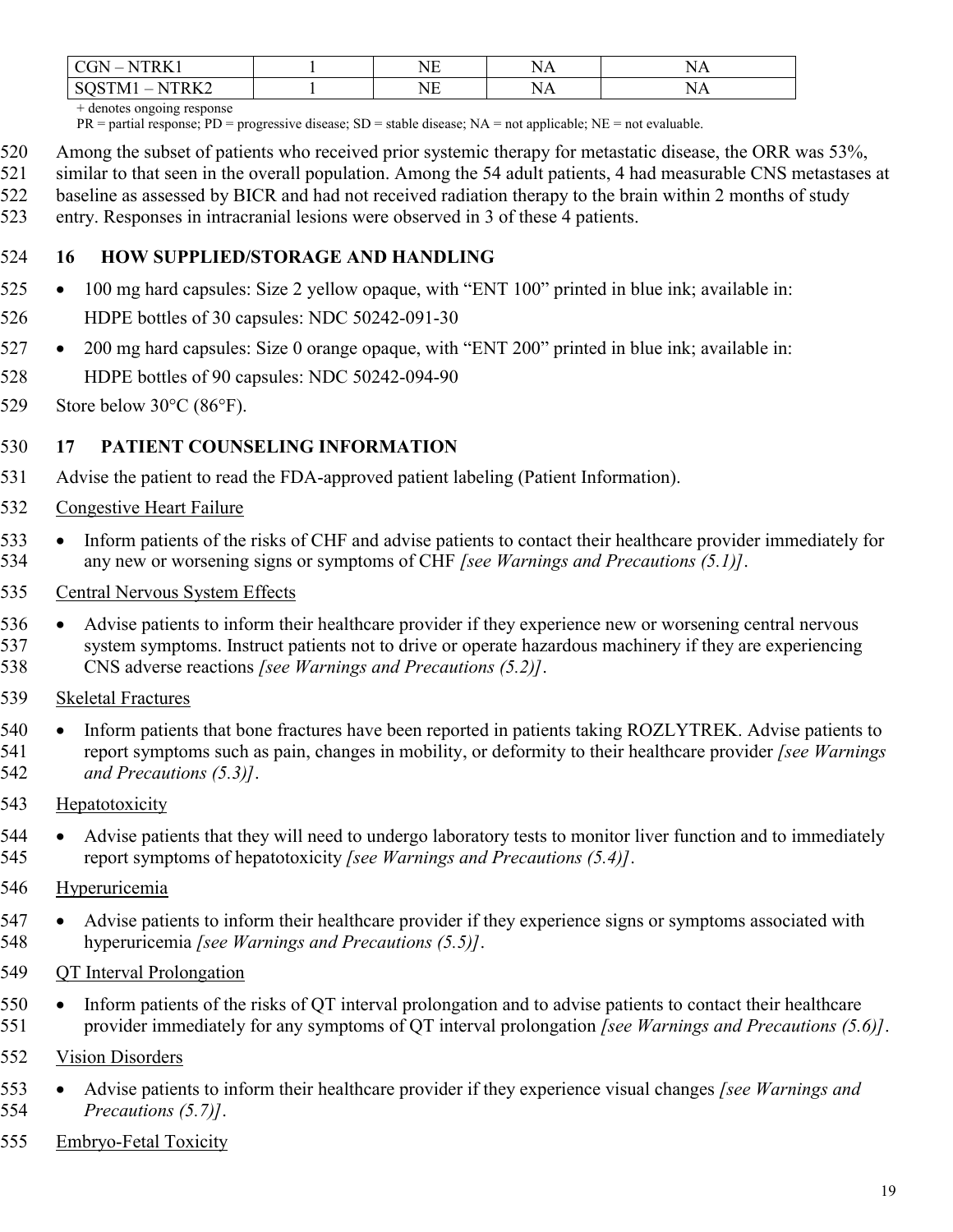| CGN – NTRK1 | 1 | NE | NA | NA |
|---|---|---|---|---|
| SQSTM1 – NTRK2 | 1 | NE | NA | NA |

+ denotes ongoing response
PR = partial response; PD = progressive disease; SD = stable disease; NA = not applicable; NE = not evaluable.

Among the subset of patients who received prior systemic therapy for metastatic disease, the ORR was 53%, similar to that seen in the overall population. Among the 54 adult patients, 4 had measurable CNS metastases at baseline as assessed by BICR and had not received radiation therapy to the brain within 2 months of study entry. Responses in intracranial lesions were observed in 3 of these 4 patients.

## 16 HOW SUPPLIED/STORAGE AND HANDLING

- 100 mg hard capsules: Size 2 yellow opaque, with "ENT 100" printed in blue ink; available in:
  HDPE bottles of 30 capsules: NDC 50242-091-30
- 200 mg hard capsules: Size 0 orange opaque, with "ENT 200" printed in blue ink; available in:
  HDPE bottles of 90 capsules: NDC 50242-094-90

Store below 30°C (86°F).

## 17 PATIENT COUNSELING INFORMATION

Advise the patient to read the FDA-approved patient labeling (Patient Information).

Congestive Heart Failure

- Inform patients of the risks of CHF and advise patients to contact their healthcare provider immediately for any new or worsening signs or symptoms of CHF *[see Warnings and Precautions (5.1)]*.

Central Nervous System Effects

- Advise patients to inform their healthcare provider if they experience new or worsening central nervous system symptoms. Instruct patients not to drive or operate hazardous machinery if they are experiencing CNS adverse reactions *[see Warnings and Precautions (5.2)]*.

Skeletal Fractures

- Inform patients that bone fractures have been reported in patients taking ROZLYTREK. Advise patients to report symptoms such as pain, changes in mobility, or deformity to their healthcare provider *[see Warnings and Precautions (5.3)]*.

Hepatotoxicity

- Advise patients that they will need to undergo laboratory tests to monitor liver function and to immediately report symptoms of hepatotoxicity *[see Warnings and Precautions (5.4)]*.

Hyperuricemia

- Advise patients to inform their healthcare provider if they experience signs or symptoms associated with hyperuricemia *[see Warnings and Precautions (5.5)]*.

QT Interval Prolongation

- Inform patients of the risks of QT interval prolongation and to advise patients to contact their healthcare provider immediately for any symptoms of QT interval prolongation *[see Warnings and Precautions (5.6)]*.

Vision Disorders

- Advise patients to inform their healthcare provider if they experience visual changes *[see Warnings and Precautions (5.7)]*.

Embryo-Fetal Toxicity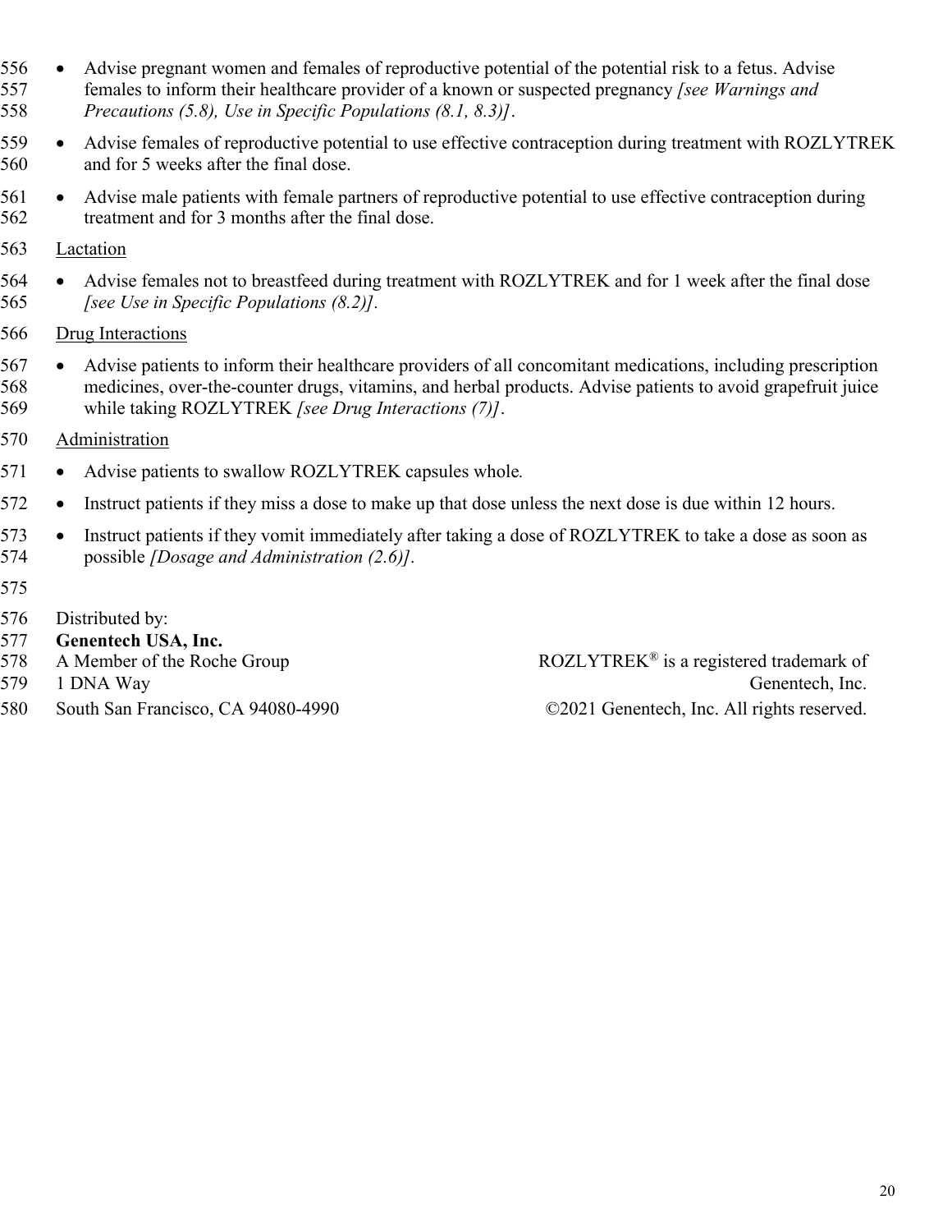- Advise pregnant women and females of reproductive potential of the potential risk to a fetus. Advise females to inform their healthcare provider of a known or suspected pregnancy *[see Warnings and Precautions (5.8), Use in Specific Populations (8.1, 8.3)]*.
- Advise females of reproductive potential to use effective contraception during treatment with ROZLYTREK and for 5 weeks after the final dose.
- Advise male patients with female partners of reproductive potential to use effective contraception during treatment and for 3 months after the final dose.

<u>Lactation</u>

- Advise females not to breastfeed during treatment with ROZLYTREK and for 1 week after the final dose *[see Use in Specific Populations (8.2)]*.

<u>Drug Interactions</u>

- Advise patients to inform their healthcare providers of all concomitant medications, including prescription medicines, over-the-counter drugs, vitamins, and herbal products. Advise patients to avoid grapefruit juice while taking ROZLYTREK *[see Drug Interactions (7)]*.

<u>Administration</u>

- Advise patients to swallow ROZLYTREK capsules whole.
- Instruct patients if they miss a dose to make up that dose unless the next dose is due within 12 hours.
- Instruct patients if they vomit immediately after taking a dose of ROZLYTREK to take a dose as soon as possible *[Dosage and Administration (2.6)]*.

Distributed by:
**Genentech USA, Inc.**
A Member of the Roche Group
1 DNA Way
South San Francisco, CA 94080-4990

ROZLYTREK® is a registered trademark of Genentech, Inc.
©2021 Genentech, Inc. All rights reserved.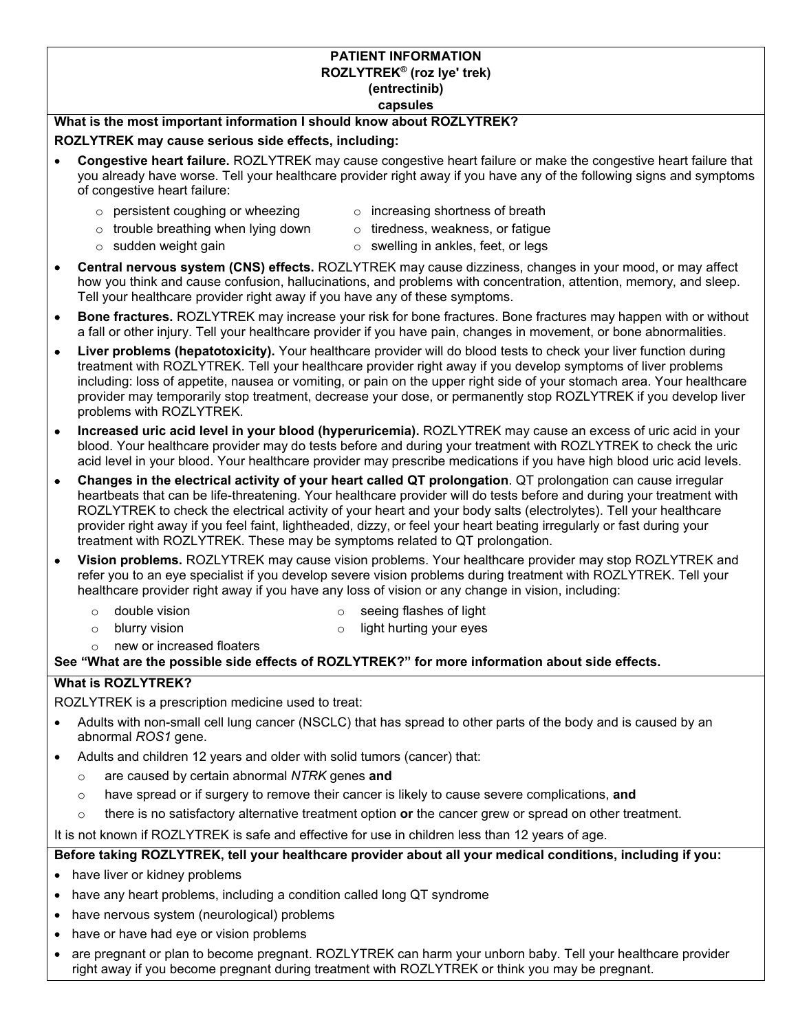# PATIENT INFORMATION
## ROZLYTREK® (roz lye' trek)
## (entrectinib)
## capsules

**What is the most important information I should know about ROZLYTREK?**

**ROZLYTREK may cause serious side effects, including:**

- **Congestive heart failure.** ROZLYTREK may cause congestive heart failure or make the congestive heart failure that you already have worse. Tell your healthcare provider right away if you have any of the following signs and symptoms of congestive heart failure:
  - persistent coughing or wheezing
  - increasing shortness of breath
  - trouble breathing when lying down
  - tiredness, weakness, or fatigue
  - sudden weight gain
  - swelling in ankles, feet, or legs
- **Central nervous system (CNS) effects.** ROZLYTREK may cause dizziness, changes in your mood, or may affect how you think and cause confusion, hallucinations, and problems with concentration, attention, memory, and sleep. Tell your healthcare provider right away if you have any of these symptoms.
- **Bone fractures.** ROZLYTREK may increase your risk for bone fractures. Bone fractures may happen with or without a fall or other injury. Tell your healthcare provider if you have pain, changes in movement, or bone abnormalities.
- **Liver problems (hepatotoxicity).** Your healthcare provider will do blood tests to check your liver function during treatment with ROZLYTREK. Tell your healthcare provider right away if you develop symptoms of liver problems including: loss of appetite, nausea or vomiting, or pain on the upper right side of your stomach area. Your healthcare provider may temporarily stop treatment, decrease your dose, or permanently stop ROZLYTREK if you develop liver problems with ROZLYTREK.
- **Increased uric acid level in your blood (hyperuricemia).** ROZLYTREK may cause an excess of uric acid in your blood. Your healthcare provider may do tests before and during your treatment with ROZLYTREK to check the uric acid level in your blood. Your healthcare provider may prescribe medications if you have high blood uric acid levels.
- **Changes in the electrical activity of your heart called QT prolongation**. QT prolongation can cause irregular heartbeats that can be life-threatening. Your healthcare provider will do tests before and during your treatment with ROZLYTREK to check the electrical activity of your heart and your body salts (electrolytes). Tell your healthcare provider right away if you feel faint, lightheaded, dizzy, or feel your heart beating irregularly or fast during your treatment with ROZLYTREK. These may be symptoms related to QT prolongation.
- **Vision problems.** ROZLYTREK may cause vision problems. Your healthcare provider may stop ROZLYTREK and refer you to an eye specialist if you develop severe vision problems during treatment with ROZLYTREK. Tell your healthcare provider right away if you have any loss of vision or any change in vision, including:
  - double vision
  - seeing flashes of light
  - blurry vision
  - light hurting your eyes
  - new or increased floaters

**See "What are the possible side effects of ROZLYTREK?" for more information about side effects.**

**What is ROZLYTREK?**

ROZLYTREK is a prescription medicine used to treat:

- Adults with non-small cell lung cancer (NSCLC) that has spread to other parts of the body and is caused by an abnormal *ROS1* gene.
- Adults and children 12 years and older with solid tumors (cancer) that:
  - are caused by certain abnormal *NTRK* genes **and**
  - have spread or if surgery to remove their cancer is likely to cause severe complications, **and**
  - there is no satisfactory alternative treatment option **or** the cancer grew or spread on other treatment.

It is not known if ROZLYTREK is safe and effective for use in children less than 12 years of age.

**Before taking ROZLYTREK, tell your healthcare provider about all your medical conditions, including if you:**

- have liver or kidney problems
- have any heart problems, including a condition called long QT syndrome
- have nervous system (neurological) problems
- have or have had eye or vision problems
- are pregnant or plan to become pregnant. ROZLYTREK can harm your unborn baby. Tell your healthcare provider right away if you become pregnant during treatment with ROZLYTREK or think you may be pregnant.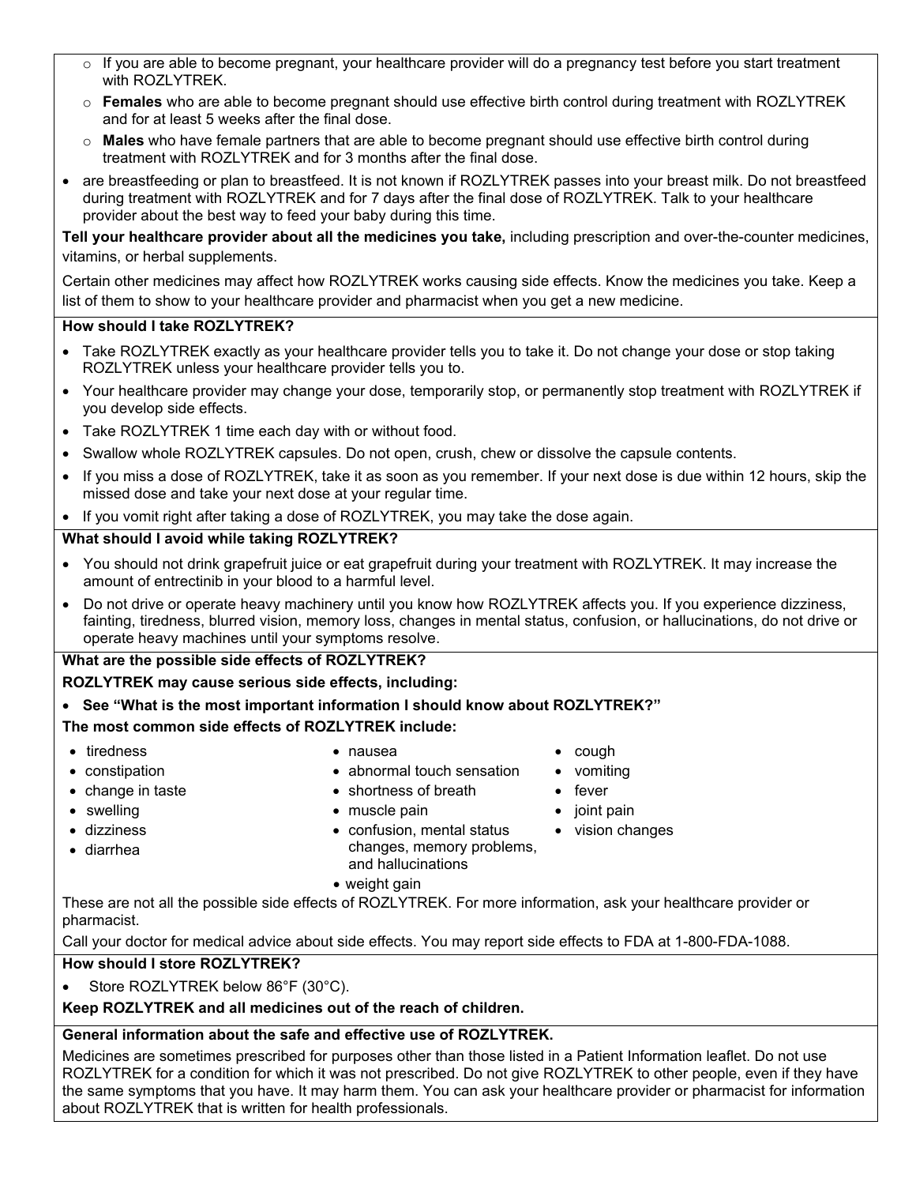- If you are able to become pregnant, your healthcare provider will do a pregnancy test before you start treatment with ROZLYTREK.
- **Females** who are able to become pregnant should use effective birth control during treatment with ROZLYTREK and for at least 5 weeks after the final dose.
- **Males** who have female partners that are able to become pregnant should use effective birth control during treatment with ROZLYTREK and for 3 months after the final dose.

- are breastfeeding or plan to breastfeed. It is not known if ROZLYTREK passes into your breast milk. Do not breastfeed during treatment with ROZLYTREK and for 7 days after the final dose of ROZLYTREK. Talk to your healthcare provider about the best way to feed your baby during this time.

**Tell your healthcare provider about all the medicines you take,** including prescription and over-the-counter medicines, vitamins, or herbal supplements.

Certain other medicines may affect how ROZLYTREK works causing side effects. Know the medicines you take. Keep a list of them to show to your healthcare provider and pharmacist when you get a new medicine.

**How should I take ROZLYTREK?**

- Take ROZLYTREK exactly as your healthcare provider tells you to take it. Do not change your dose or stop taking ROZLYTREK unless your healthcare provider tells you to.
- Your healthcare provider may change your dose, temporarily stop, or permanently stop treatment with ROZLYTREK if you develop side effects.
- Take ROZLYTREK 1 time each day with or without food.
- Swallow whole ROZLYTREK capsules. Do not open, crush, chew or dissolve the capsule contents.
- If you miss a dose of ROZLYTREK, take it as soon as you remember. If your next dose is due within 12 hours, skip the missed dose and take your next dose at your regular time.
- If you vomit right after taking a dose of ROZLYTREK, you may take the dose again.

**What should I avoid while taking ROZLYTREK?**

- You should not drink grapefruit juice or eat grapefruit during your treatment with ROZLYTREK. It may increase the amount of entrectinib in your blood to a harmful level.
- Do not drive or operate heavy machinery until you know how ROZLYTREK affects you. If you experience dizziness, fainting, tiredness, blurred vision, memory loss, changes in mental status, confusion, or hallucinations, do not drive or operate heavy machines until your symptoms resolve.

**What are the possible side effects of ROZLYTREK?**

**ROZLYTREK may cause serious side effects, including:**

- **See "What is the most important information I should know about ROZLYTREK?"**

**The most common side effects of ROZLYTREK include:**

- tiredness
- constipation
- change in taste
- swelling
- dizziness
- diarrhea
- nausea
- abnormal touch sensation
- shortness of breath
- muscle pain
- confusion, mental status changes, memory problems, and hallucinations
- weight gain
- cough
- vomiting
- fever
- joint pain
- vision changes

These are not all the possible side effects of ROZLYTREK. For more information, ask your healthcare provider or pharmacist.

Call your doctor for medical advice about side effects. You may report side effects to FDA at 1-800-FDA-1088.

**How should I store ROZLYTREK?**

- Store ROZLYTREK below 86°F (30°C).

**Keep ROZLYTREK and all medicines out of the reach of children.**

**General information about the safe and effective use of ROZLYTREK.**

Medicines are sometimes prescribed for purposes other than those listed in a Patient Information leaflet. Do not use ROZLYTREK for a condition for which it was not prescribed. Do not give ROZLYTREK to other people, even if they have the same symptoms that you have. It may harm them. You can ask your healthcare provider or pharmacist for information about ROZLYTREK that is written for health professionals.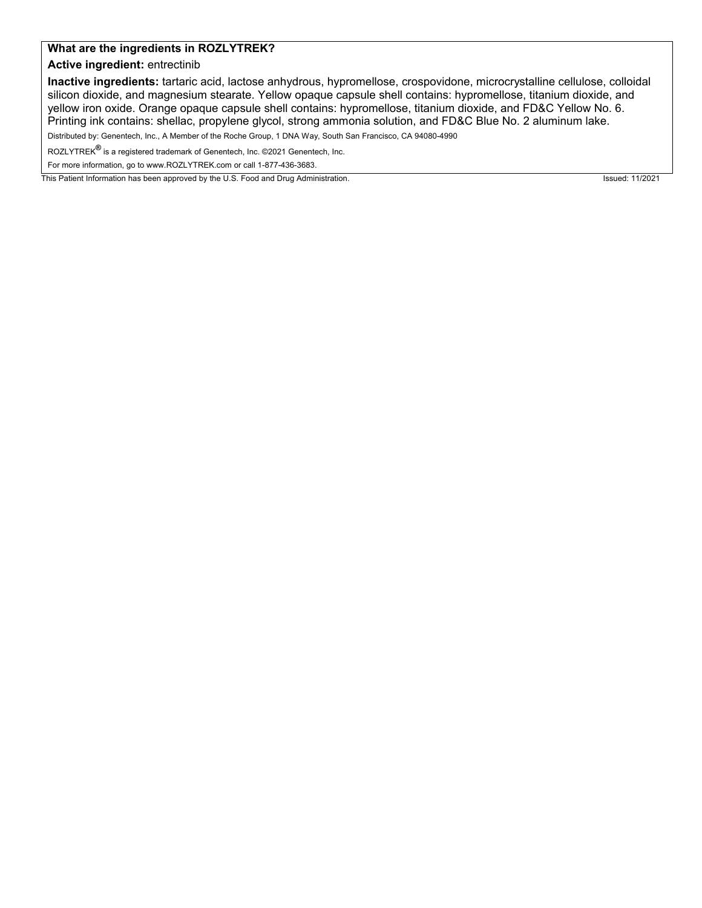**What are the ingredients in ROZLYTREK?**

**Active ingredient:** entrectinib

**Inactive ingredients:** tartaric acid, lactose anhydrous, hypromellose, crospovidone, microcrystalline cellulose, colloidal silicon dioxide, and magnesium stearate. Yellow opaque capsule shell contains: hypromellose, titanium dioxide, and yellow iron oxide. Orange opaque capsule shell contains: hypromellose, titanium dioxide, and FD&C Yellow No. 6. Printing ink contains: shellac, propylene glycol, strong ammonia solution, and FD&C Blue No. 2 aluminum lake.

Distributed by: Genentech, Inc., A Member of the Roche Group, 1 DNA Way, South San Francisco, CA 94080-4990

ROZLYTREK® is a registered trademark of Genentech, Inc. ©2021 Genentech, Inc.

For more information, go to www.ROZLYTREK.com or call 1-877-436-3683.

This Patient Information has been approved by the U.S. Food and Drug Administration. Issued: 11/2021